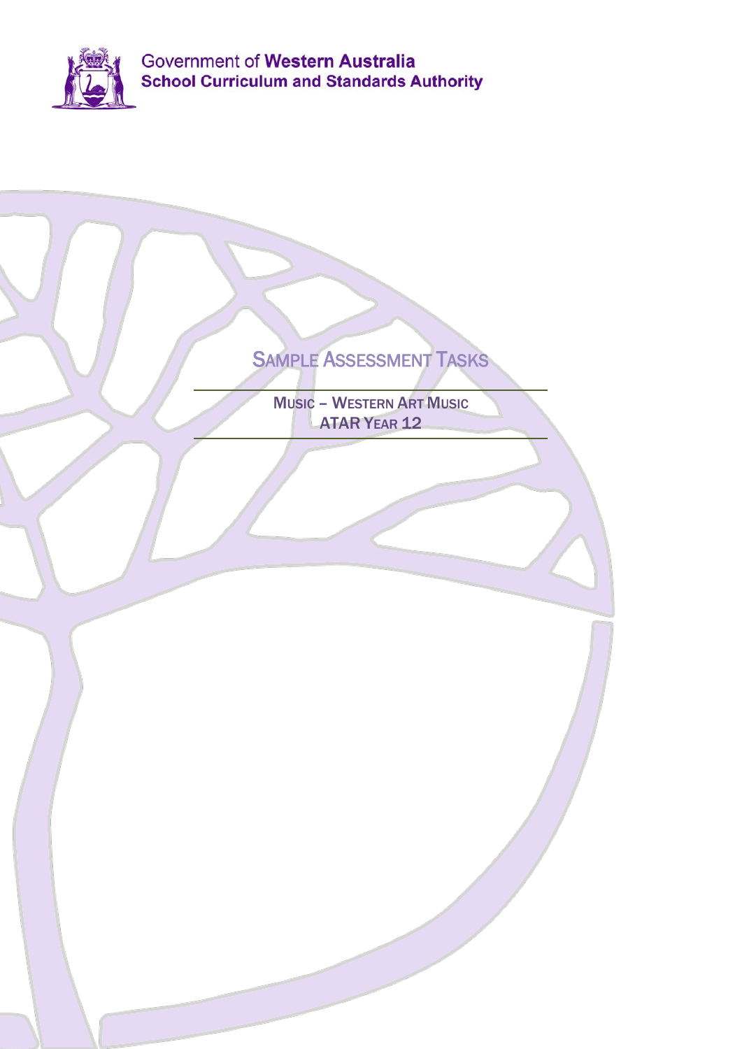Government of **Western Australia**
**School Curriculum and Standards Authority**

# SAMPLE ASSESSMENT TASKS

MUSIC – WESTERN ART MUSIC
ATAR YEAR 12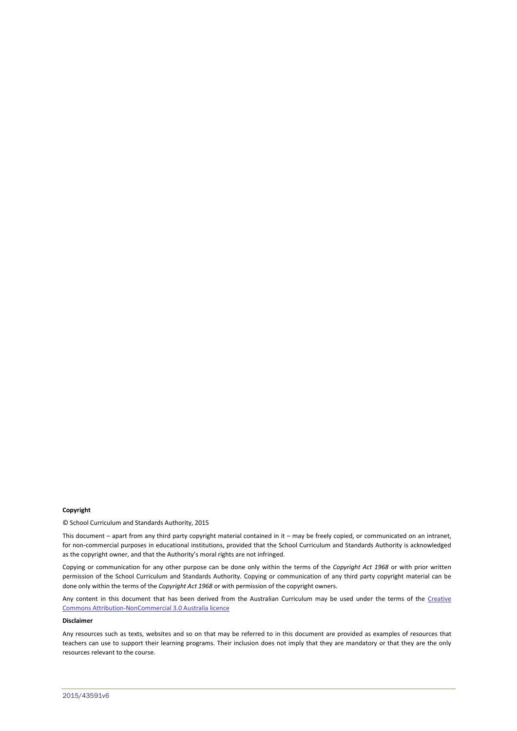**Copyright**

© School Curriculum and Standards Authority, 2015

This document – apart from any third party copyright material contained in it – may be freely copied, or communicated on an intranet, for non-commercial purposes in educational institutions, provided that the School Curriculum and Standards Authority is acknowledged as the copyright owner, and that the Authority's moral rights are not infringed.

Copying or communication for any other purpose can be done only within the terms of the *Copyright Act 1968* or with prior written permission of the School Curriculum and Standards Authority. Copying or communication of any third party copyright material can be done only within the terms of the *Copyright Act 1968* or with permission of the copyright owners.

Any content in this document that has been derived from the Australian Curriculum may be used under the terms of the Creative Commons Attribution-NonCommercial 3.0 Australia licence

**Disclaimer**

Any resources such as texts, websites and so on that may be referred to in this document are provided as examples of resources that teachers can use to support their learning programs. Their inclusion does not imply that they are mandatory or that they are the only resources relevant to the course.

2015/43591v6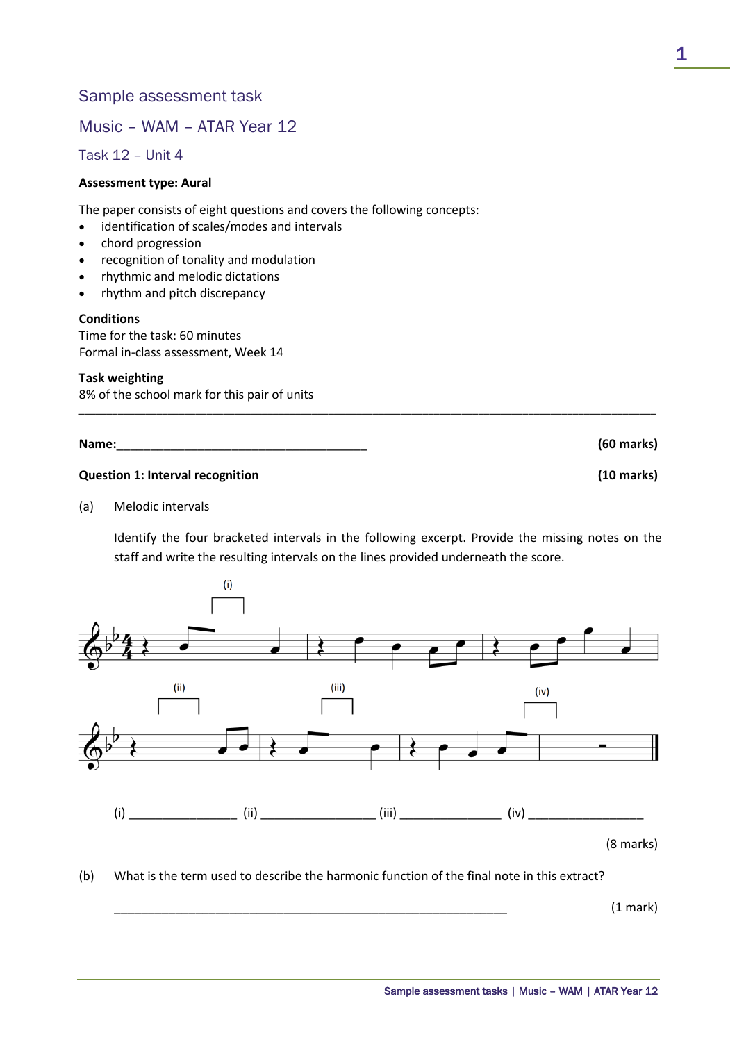Sample assessment task

# Music – WAM – ATAR Year 12

## Task 12 – Unit 4

**Assessment type: Aural**

The paper consists of eight questions and covers the following concepts:

- identification of scales/modes and intervals
- chord progression
- recognition of tonality and modulation
- rhythmic and melodic dictations
- rhythm and pitch discrepancy

**Conditions**
Time for the task: 60 minutes
Formal in-class assessment, Week 14

**Task weighting**
8% of the school mark for this pair of units

---

**Name:**_______________________________________ **(60 marks)**

**Question 1: Interval recognition** **(10 marks)**

(a) Melodic intervals

Identify the four bracketed intervals in the following excerpt. Provide the missing notes on the staff and write the resulting intervals on the lines provided underneath the score.

(i) _______________ (ii) _________________ (iii) _______________ (iv) _________________

(8 marks)

(b) What is the term used to describe the harmonic function of the final note in this extract?

___________________________________________________________ (1 mark)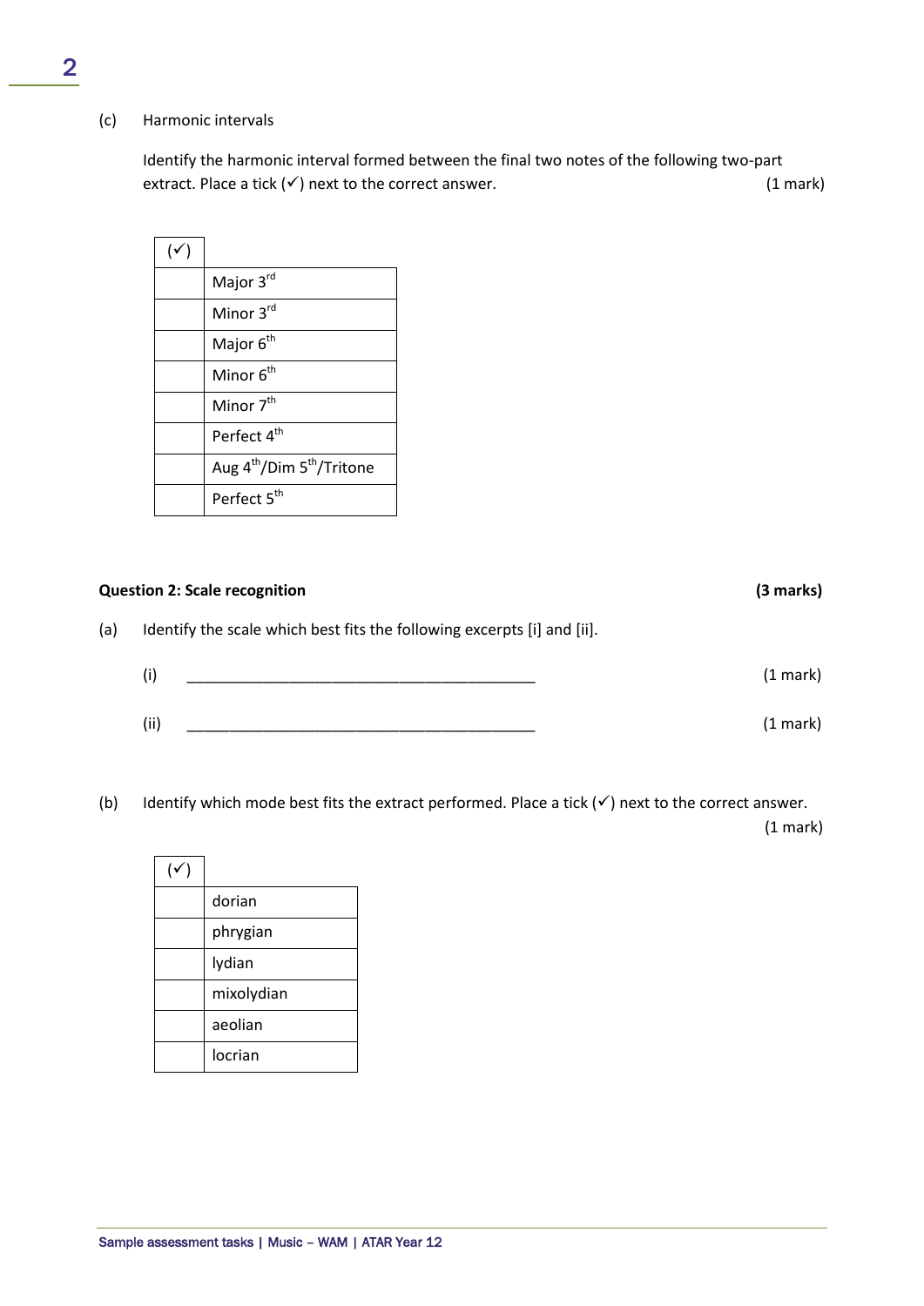(c) Harmonic intervals

Identify the harmonic interval formed between the final two notes of the following two-part extract. Place a tick (✓) next to the correct answer. (1 mark)

| (✓) | |
|---|---|
| | Major 3rd |
| | Minor 3rd |
| | Major 6th |
| | Minor 6th |
| | Minor 7th |
| | Perfect 4th |
| | Aug 4th/Dim 5th/Tritone |
| | Perfect 5th |

**Question 2: Scale recognition** **(3 marks)**

(a) Identify the scale which best fits the following excerpts [i] and [ii].

(i) ___________________________________________ (1 mark)

(ii) ___________________________________________ (1 mark)

(b) Identify which mode best fits the extract performed. Place a tick (✓) next to the correct answer. (1 mark)

| (✓) | |
|---|---|
| | dorian |
| | phrygian |
| | lydian |
| | mixolydian |
| | aeolian |
| | locrian |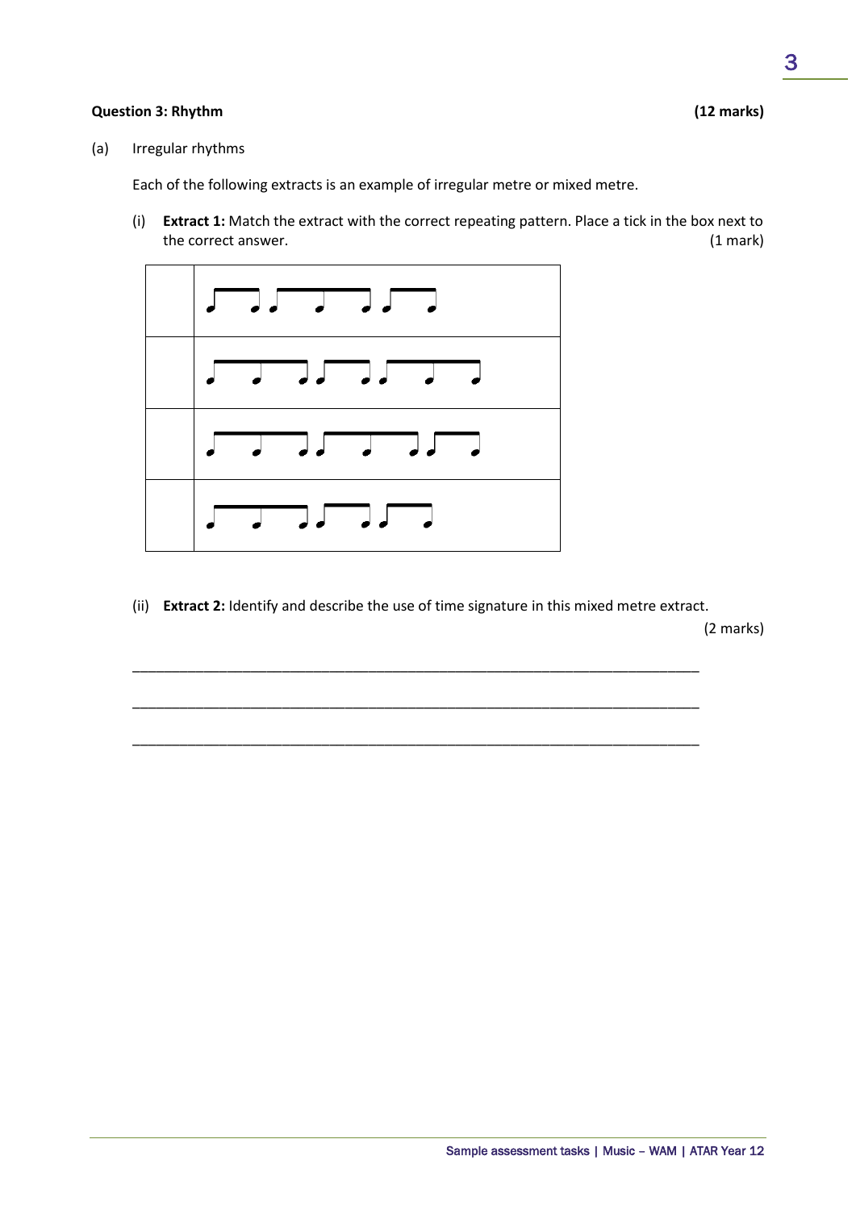**Question 3: Rhythm** **(12 marks)**

(a) Irregular rhythms

Each of the following extracts is an example of irregular metre or mixed metre.

(i) **Extract 1:** Match the extract with the correct repeating pattern. Place a tick in the box next to the correct answer. (1 mark)

| | |
|---|---|
| | ♩♩ ♩♩♩ ♩♩ (beamed groups of 2 + 3 + 2 quavers) |
| | ♩♩♩ ♩♩ ♩♩♩ (beamed groups of 3 + 2 + 3 quavers) |
| | ♩♩♩ ♩♩♩ ♩♩ (beamed groups of 3 + 3 + 2 quavers) |
| | ♩♩♩ ♩♩ ♩♩ (beamed groups of 3 + 2 + 2 quavers) |

(ii) **Extract 2:** Identify and describe the use of time signature in this mixed metre extract. (2 marks)

___________________________________________________________________________

___________________________________________________________________________

___________________________________________________________________________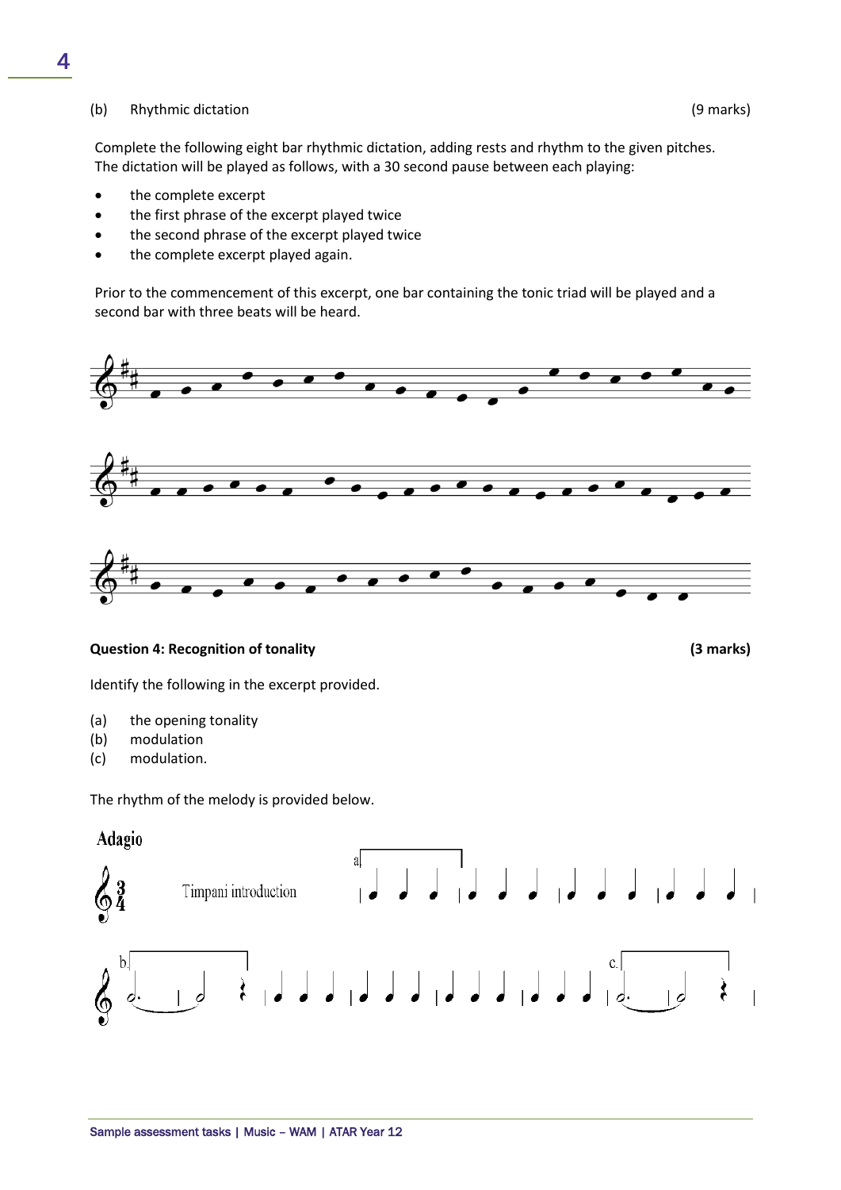(b) Rhythmic dictation (9 marks)

Complete the following eight bar rhythmic dictation, adding rests and rhythm to the given pitches. The dictation will be played as follows, with a 30 second pause between each playing:

- the complete excerpt
- the first phrase of the excerpt played twice
- the second phrase of the excerpt played twice
- the complete excerpt played again.

Prior to the commencement of this excerpt, one bar containing the tonic triad will be played and a second bar with three beats will be heard.

**Question 4: Recognition of tonality (3 marks)**

Identify the following in the excerpt provided.

(a) the opening tonality
(b) modulation
(c) modulation.

The rhythm of the melody is provided below.

Adagio

Timpani introduction

a.

b.

c.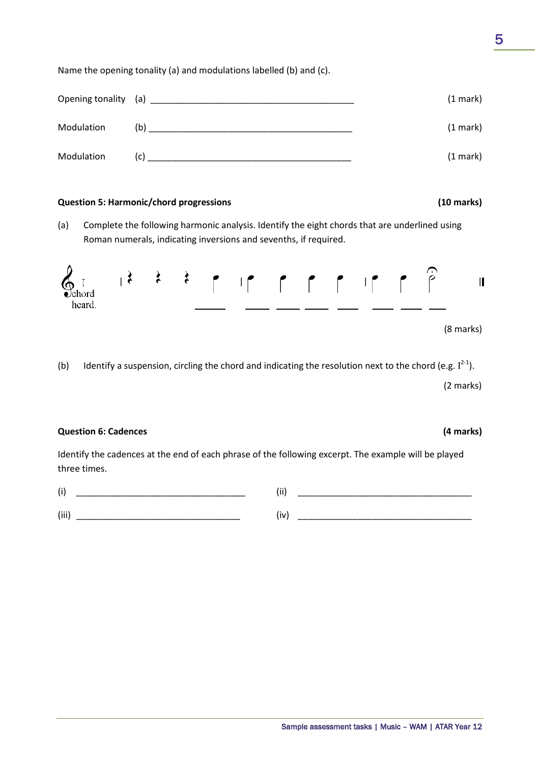Name the opening tonality (a) and modulations labelled (b) and (c).

Opening tonality (a) ________________________________________ (1 mark)

Modulation (b) ________________________________________ (1 mark)

Modulation (c) ________________________________________ (1 mark)

**Question 5: Harmonic/chord progressions** **(10 marks)**

(a) Complete the following harmonic analysis. Identify the eight chords that are underlined using Roman numerals, indicating inversions and sevenths, if required.

I chord heard.

______ ______ ______ ______ ______ ______ ______ ______

(8 marks)

(b) Identify a suspension, circling the chord and indicating the resolution next to the chord (e.g. $I^{2\text{-}1}$).

(2 marks)

**Question 6: Cadences** **(4 marks)**

Identify the cadences at the end of each phrase of the following excerpt. The example will be played three times.

(i) ________________________________ (ii) ________________________________

(iii) ________________________________ (iv) ________________________________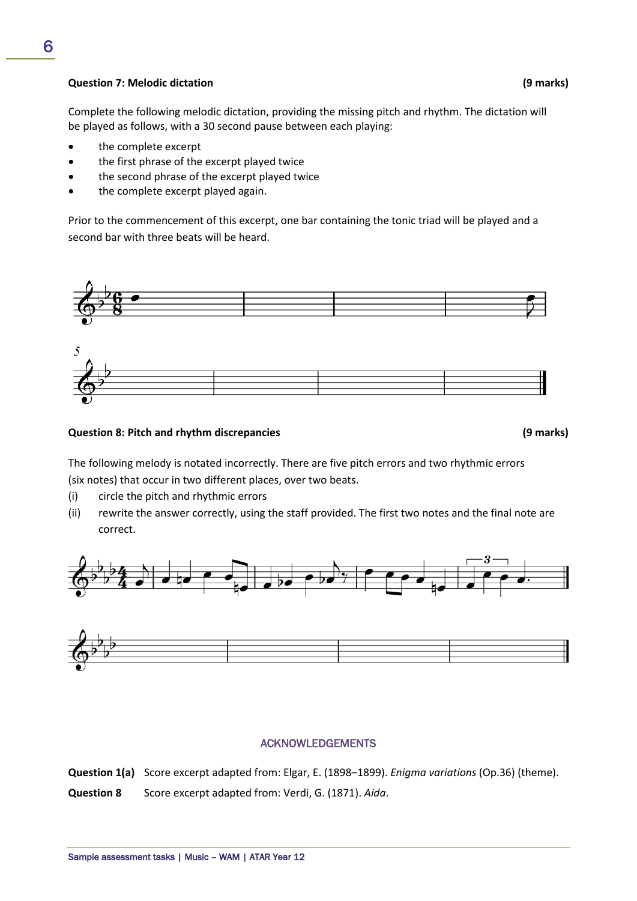**Question 7: Melodic dictation** **(9 marks)**

Complete the following melodic dictation, providing the missing pitch and rhythm. The dictation will be played as follows, with a 30 second pause between each playing:

- the complete excerpt
- the first phrase of the excerpt played twice
- the second phrase of the excerpt played twice
- the complete excerpt played again.

Prior to the commencement of this excerpt, one bar containing the tonic triad will be played and a second bar with three beats will be heard.

**Question 8: Pitch and rhythm discrepancies** **(9 marks)**

The following melody is notated incorrectly. There are five pitch errors and two rhythmic errors (six notes) that occur in two different places, over two beats.

(i) circle the pitch and rhythmic errors

(ii) rewrite the answer correctly, using the staff provided. The first two notes and the final note are correct.

## ACKNOWLEDGEMENTS

**Question 1(a)** Score excerpt adapted from: Elgar, E. (1898–1899). *Enigma variations* (Op.36) (theme).

**Question 8** Score excerpt adapted from: Verdi, G. (1871). *Aida*.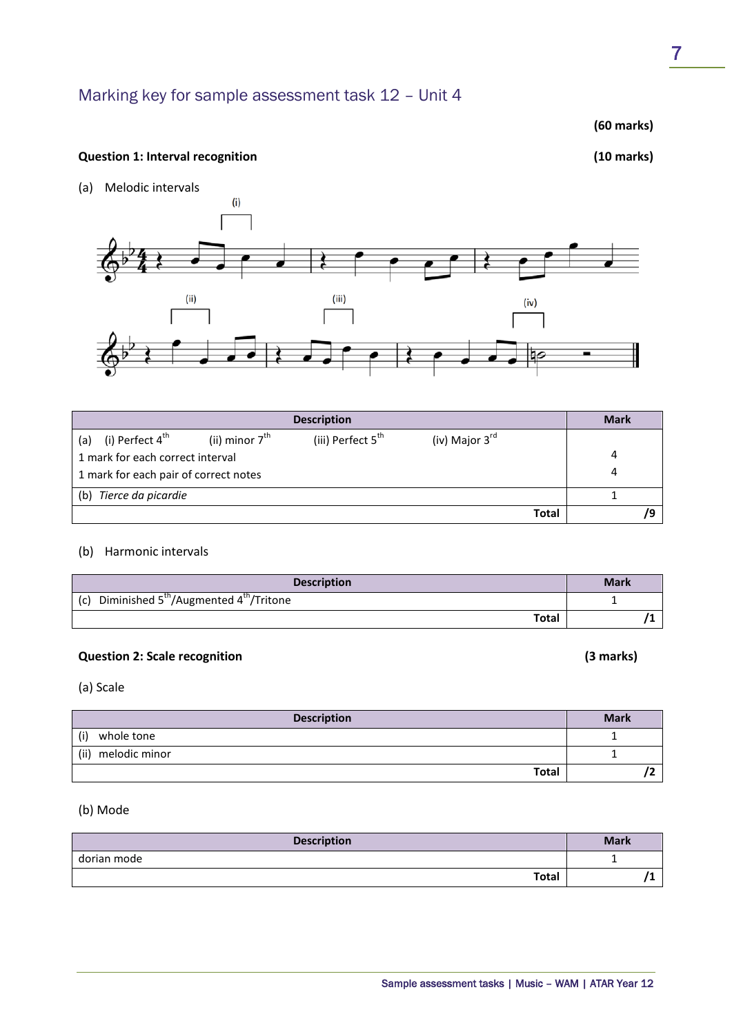## Marking key for sample assessment task 12 – Unit 4

**(60 marks)**

### Question 1: Interval recognition **(10 marks)**

(a) Melodic intervals

| Description | Mark |
|---|---|
| (a) (i) Perfect 4th (ii) minor 7th (iii) Perfect 5th (iv) Major 3rd | |
| 1 mark for each correct interval | 4 |
| 1 mark for each pair of correct notes | 4 |
| (b) *Tierce da picardie* | 1 |
| **Total** | **/9** |

(b) Harmonic intervals

| Description | Mark |
|---|---|
| (c) Diminished 5th/Augmented 4th/Tritone | 1 |
| **Total** | **/1** |

### Question 2: Scale recognition **(3 marks)**

(a) Scale

| Description | Mark |
|---|---|
| (i) whole tone | 1 |
| (ii) melodic minor | 1 |
| **Total** | **/2** |

(b) Mode

| Description | Mark |
|---|---|
| dorian mode | 1 |
| **Total** | **/1** |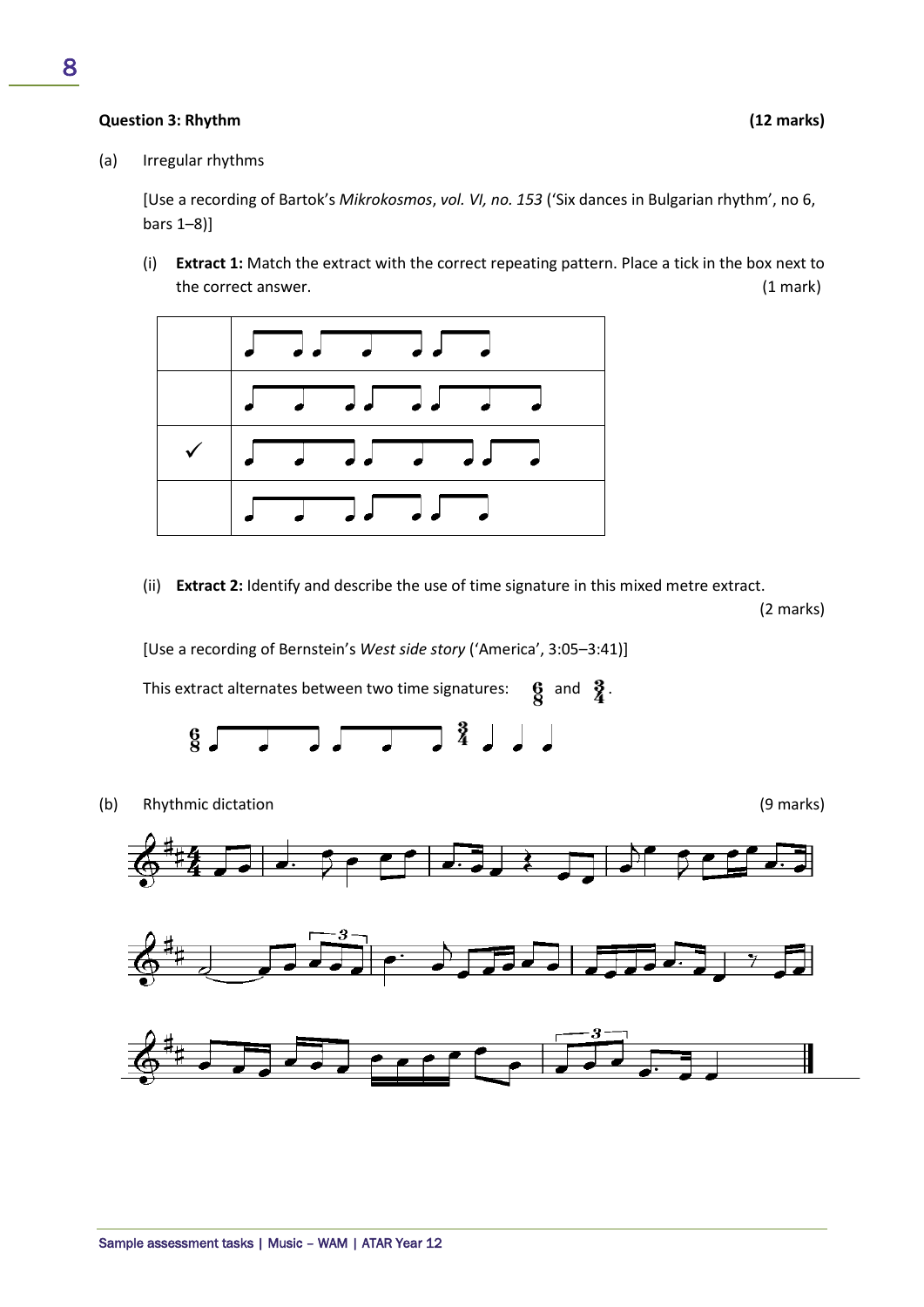**Question 3: Rhythm** **(12 marks)**

(a) Irregular rhythms

[Use a recording of Bartok's *Mikrokosmos*, *vol. VI, no. 153* ('Six dances in Bulgarian rhythm', no 6, bars 1–8)]

(i) **Extract 1:** Match the extract with the correct repeating pattern. Place a tick in the box next to the correct answer. (1 mark)

| | |
|---|---|
| | |
| | |
| ✓ | |
| | |

(ii) **Extract 2:** Identify and describe the use of time signature in this mixed metre extract. (2 marks)

[Use a recording of Bernstein's *West side story* ('America', 3:05–3:41)]

This extract alternates between two time signatures: 6/8 and 3/4.

(b) Rhythmic dictation (9 marks)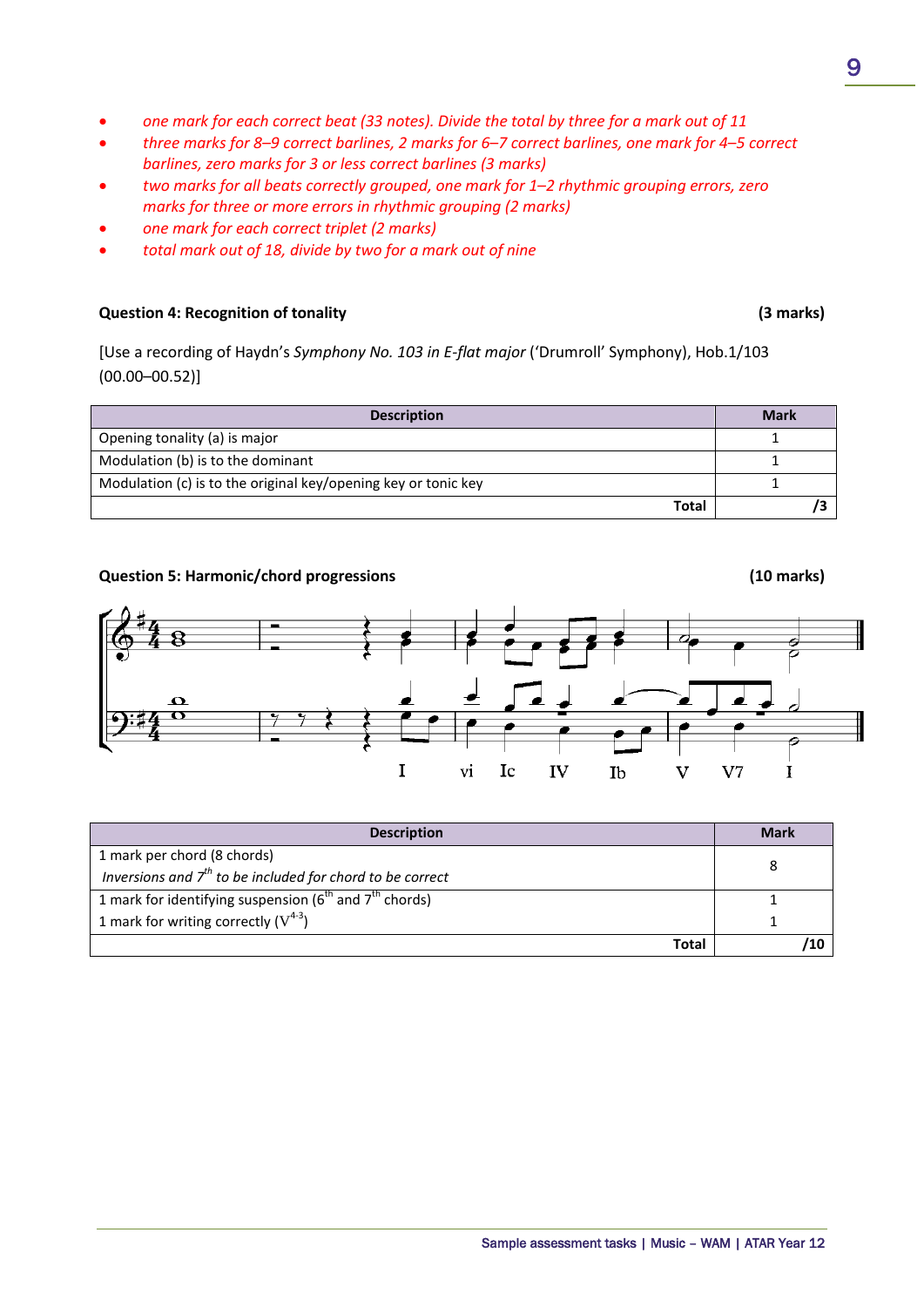- *one mark for each correct beat (33 notes). Divide the total by three for a mark out of 11*
- *three marks for 8–9 correct barlines, 2 marks for 6–7 correct barlines, one mark for 4–5 correct barlines, zero marks for 3 or less correct barlines (3 marks)*
- *two marks for all beats correctly grouped, one mark for 1–2 rhythmic grouping errors, zero marks for three or more errors in rhythmic grouping (2 marks)*
- *one mark for each correct triplet (2 marks)*
- *total mark out of 18, divide by two for a mark out of nine*

**Question 4: Recognition of tonality** **(3 marks)**

[Use a recording of Haydn's *Symphony No. 103 in E-flat major* ('Drumroll' Symphony), Hob.1/103 (00.00–00.52)]

| Description | Mark |
|---|---|
| Opening tonality (a) is major | 1 |
| Modulation (b) is to the dominant | 1 |
| Modulation (c) is to the original key/opening key or tonic key | 1 |
| **Total** | **/3** |

**Question 5: Harmonic/chord progressions** **(10 marks)**

I vi Ic IV Ib V V7 I

| Description | Mark |
|---|---|
| 1 mark per chord (8 chords)<br>*Inversions and 7th to be included for chord to be correct* | 8 |
| 1 mark for identifying suspension (6th and 7th chords)<br>1 mark for writing correctly ($V^{4-3}$) | 1<br>1 |
| **Total** | **/10** |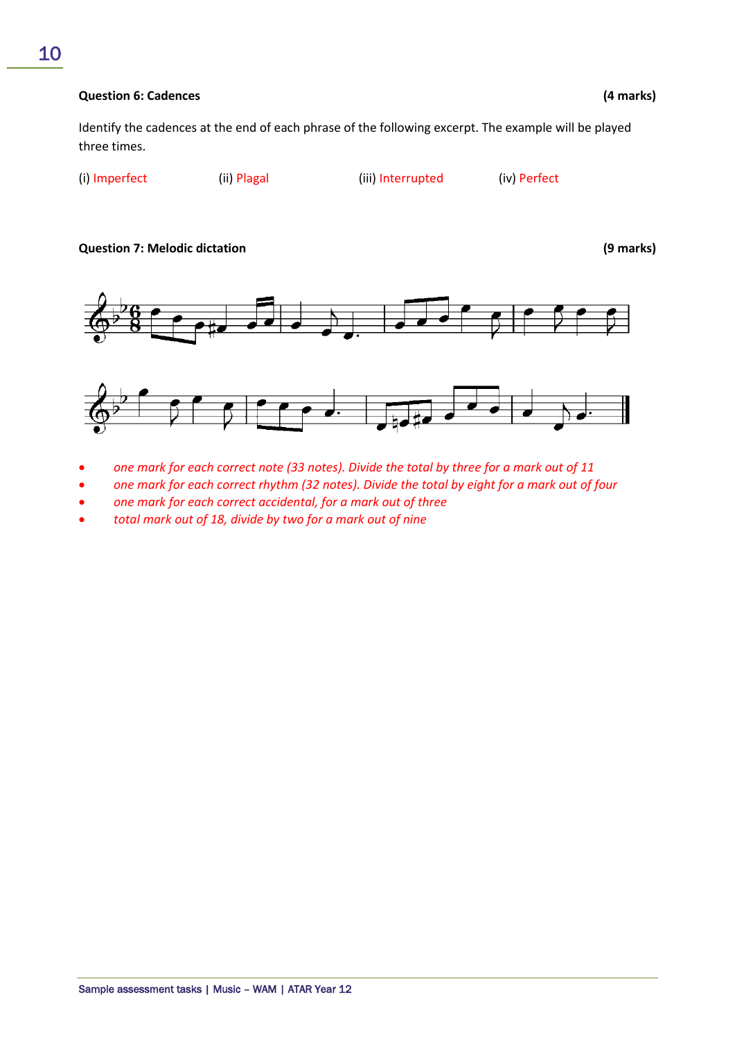**Question 6: Cadences** **(4 marks)**

Identify the cadences at the end of each phrase of the following excerpt. The example will be played three times.

(i) Imperfect (ii) Plagal (iii) Interrupted (iv) Perfect

**Question 7: Melodic dictation** **(9 marks)**

- *one mark for each correct note (33 notes). Divide the total by three for a mark out of 11*
- *one mark for each correct rhythm (32 notes). Divide the total by eight for a mark out of four*
- *one mark for each correct accidental, for a mark out of three*
- *total mark out of 18, divide by two for a mark out of nine*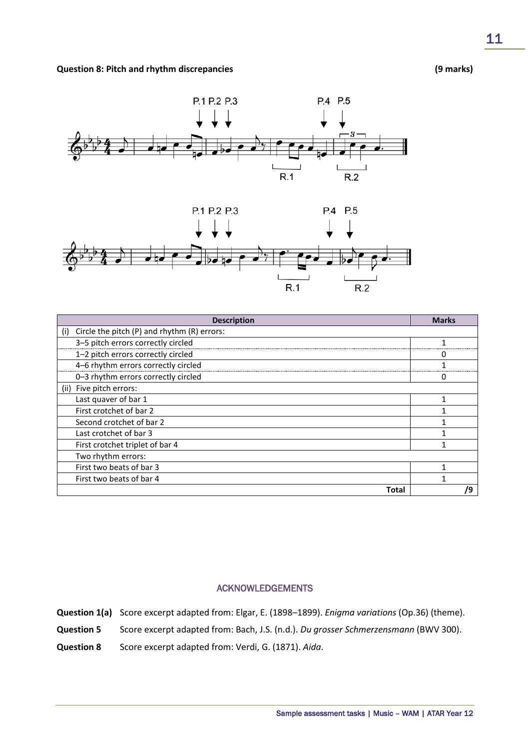**Question 8: Pitch and rhythm discrepancies** **(9 marks)**

| Description | Marks |
|---|---|
| (i) Circle the pitch (P) and rhythm (R) errors: | |
| 3–5 pitch errors correctly circled | 1 |
| 1–2 pitch errors correctly circled | 0 |
| 4–6 rhythm errors correctly circled | 1 |
| 0–3 rhythm errors correctly circled | 0 |
| (ii) Five pitch errors: | |
| Last quaver of bar 1 | 1 |
| First crotchet of bar 2 | 1 |
| Second crotchet of bar 2 | 1 |
| Last crotchet of bar 3 | 1 |
| First crotchet triplet of bar 4 | 1 |
| Two rhythm errors: | |
| First two beats of bar 3 | 1 |
| First two beats of bar 4 | 1 |
| **Total** | **/9** |

## ACKNOWLEDGEMENTS

**Question 1(a)** Score excerpt adapted from: Elgar, E. (1898–1899). *Enigma variations* (Op.36) (theme).

**Question 5** Score excerpt adapted from: Bach, J.S. (n.d.). *Du grosser Schmerzensmann* (BWV 300).

**Question 8** Score excerpt adapted from: Verdi, G. (1871). *Aida*.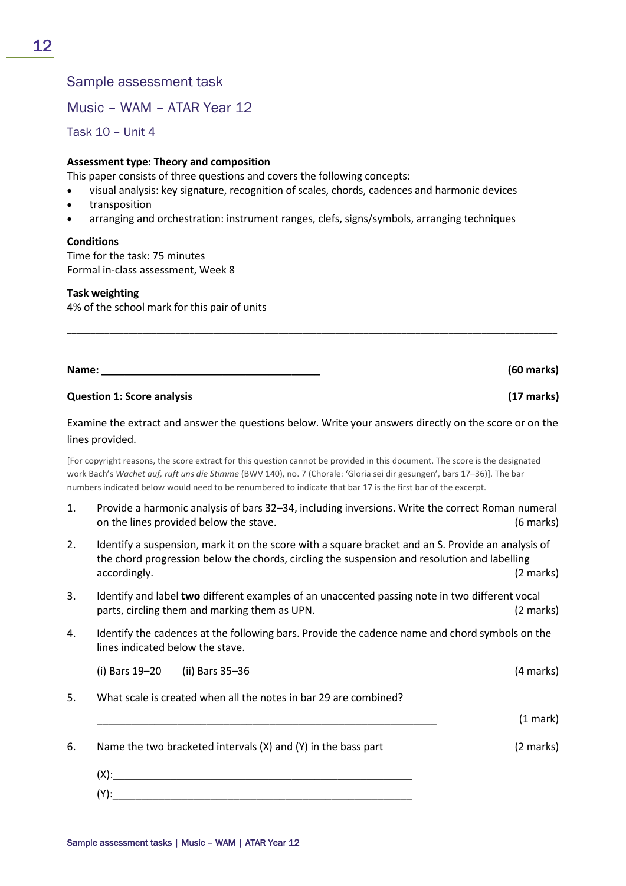## Sample assessment task

## Music – WAM – ATAR Year 12

### Task 10 – Unit 4

**Assessment type: Theory and composition**

This paper consists of three questions and covers the following concepts:

- visual analysis: key signature, recognition of scales, chords, cadences and harmonic devices
- transposition
- arranging and orchestration: instrument ranges, clefs, signs/symbols, arranging techniques

**Conditions**

Time for the task: 75 minutes
Formal in-class assessment, Week 8

**Task weighting**

4% of the school mark for this pair of units

---

**Name: ______________________________________** **(60 marks)**

**Question 1: Score analysis** **(17 marks)**

Examine the extract and answer the questions below. Write your answers directly on the score or on the lines provided.

[For copyright reasons, the score extract for this question cannot be provided in this document. The score is the designated work Bach's *Wachet auf, ruft uns die Stimme* (BWV 140), no. 7 (Chorale: 'Gloria sei dir gesungen', bars 17–36)]. The bar numbers indicated below would need to be renumbered to indicate that bar 17 is the first bar of the excerpt.

1. Provide a harmonic analysis of bars 32–34, including inversions. Write the correct Roman numeral on the lines provided below the stave. (6 marks)

2. Identify a suspension, mark it on the score with a square bracket and an S. Provide an analysis of the chord progression below the chords, circling the suspension and resolution and labelling accordingly. (2 marks)

3. Identify and label **two** different examples of an unaccented passing note in two different vocal parts, circling them and marking them as UPN. (2 marks)

4. Identify the cadences at the following bars. Provide the cadence name and chord symbols on the lines indicated below the stave.

   (i) Bars 19–20 (ii) Bars 35–36 (4 marks)

5. What scale is created when all the notes in bar 29 are combined?

   ______________________________________________________________ (1 mark)

6. Name the two bracketed intervals (X) and (Y) in the bass part (2 marks)

   (X):_____________________________________________________

   (Y):_____________________________________________________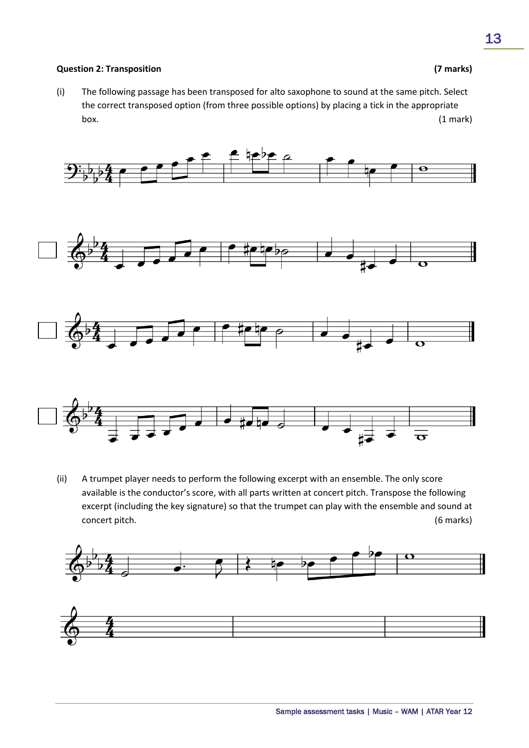**Question 2: Transposition** **(7 marks)**

(i) The following passage has been transposed for alto saxophone to sound at the same pitch. Select the correct transposed option (from three possible options) by placing a tick in the appropriate box. (1 mark)

☐

☐

☐

(ii) A trumpet player needs to perform the following excerpt with an ensemble. The only score available is the conductor's score, with all parts written at concert pitch. Transpose the following excerpt (including the key signature) so that the trumpet can play with the ensemble and sound at concert pitch. (6 marks)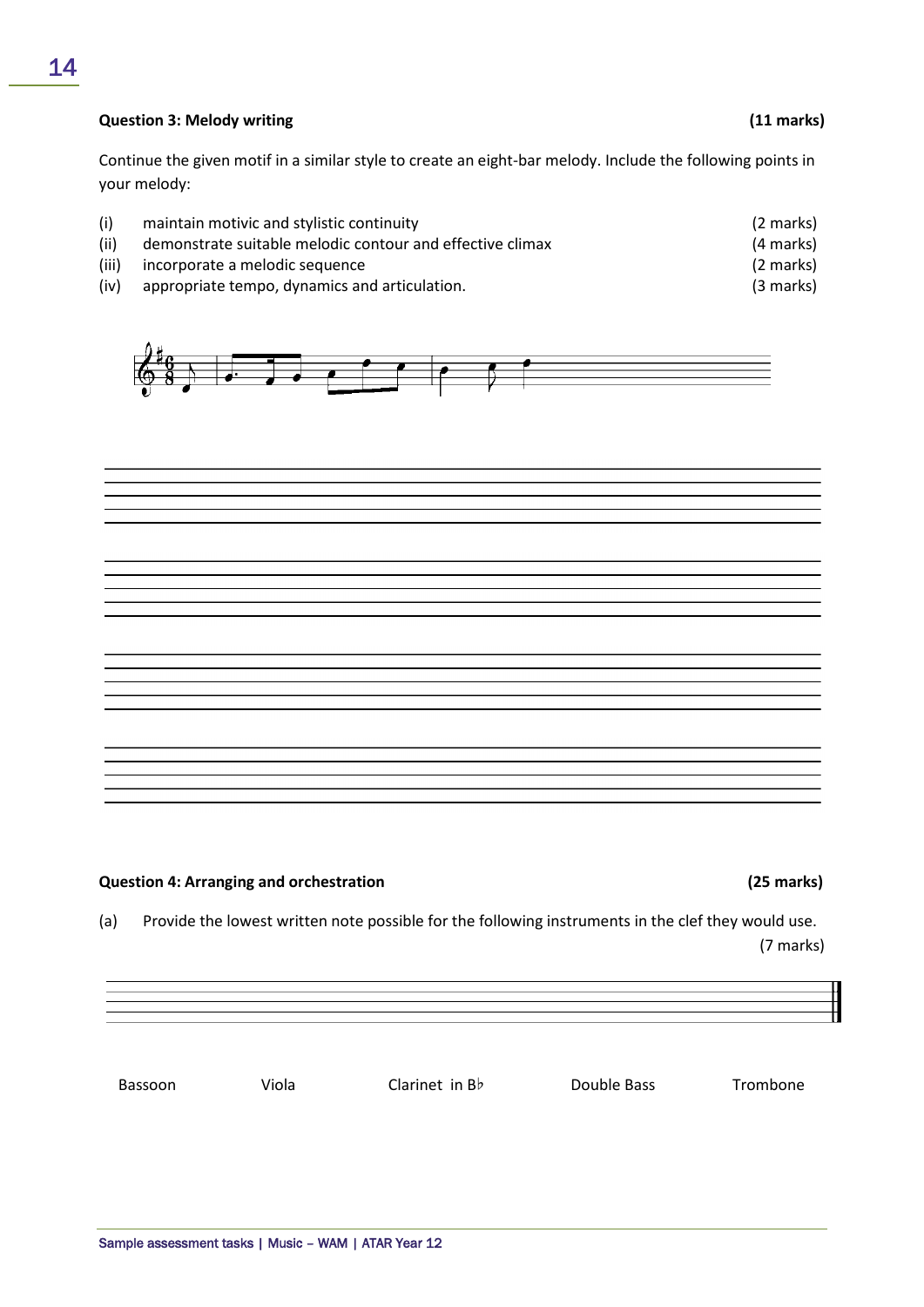**Question 3: Melody writing** **(11 marks)**

Continue the given motif in a similar style to create an eight-bar melody. Include the following points in your melody:

| | | |
|---|---|---|
| (i) | maintain motivic and stylistic continuity | (2 marks) |
| (ii) | demonstrate suitable melodic contour and effective climax | (4 marks) |
| (iii) | incorporate a melodic sequence | (2 marks) |
| (iv) | appropriate tempo, dynamics and articulation. | (3 marks) |

**Question 4: Arranging and orchestration** **(25 marks)**

(a) Provide the lowest written note possible for the following instruments in the clef they would use. (7 marks)

Bassoon Viola Clarinet in B♭ Double Bass Trombone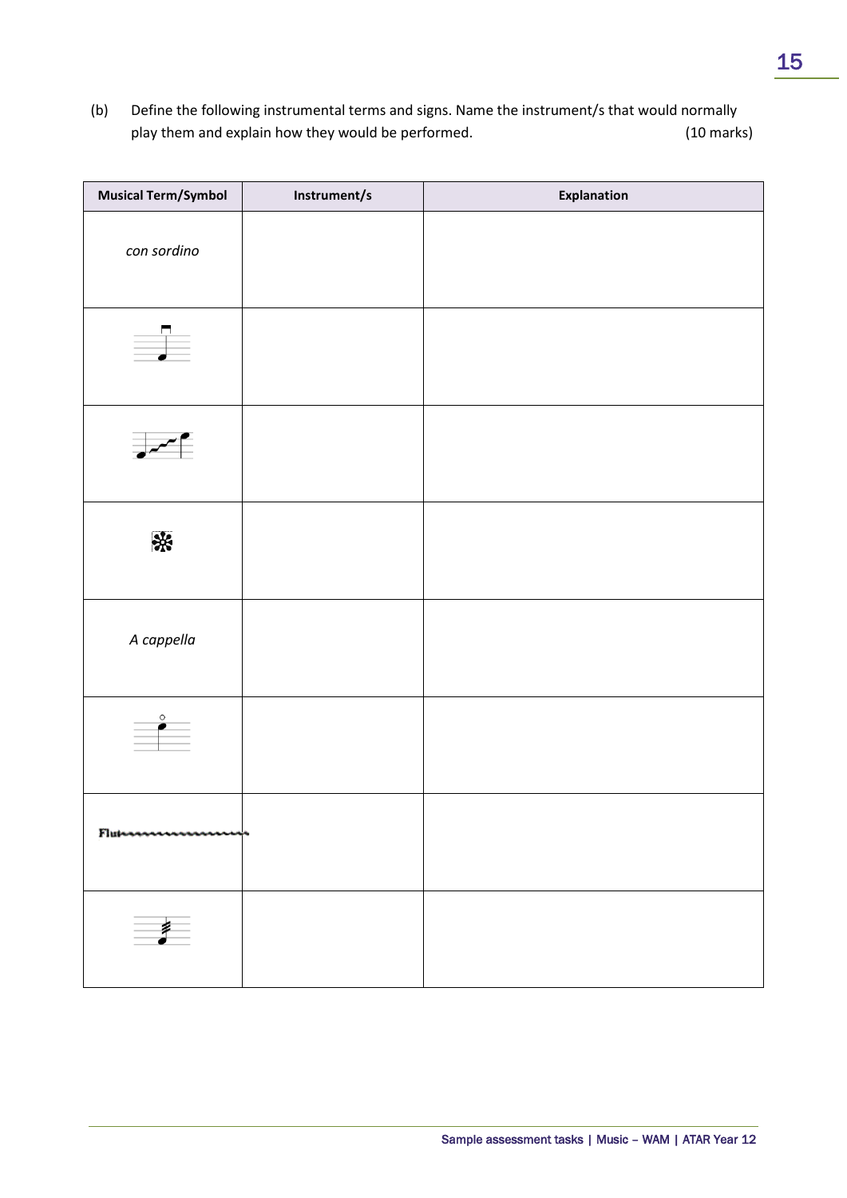(b) Define the following instrumental terms and signs. Name the instrument/s that would normally play them and explain how they would be performed. (10 marks)

| Musical Term/Symbol | Instrument/s | Explanation |
| --- | --- | --- |
| *con sordino* | | |
| | | |
| | | |
| | | |
| *A cappella* | | |
| | | |
| Flut | | |
| | | |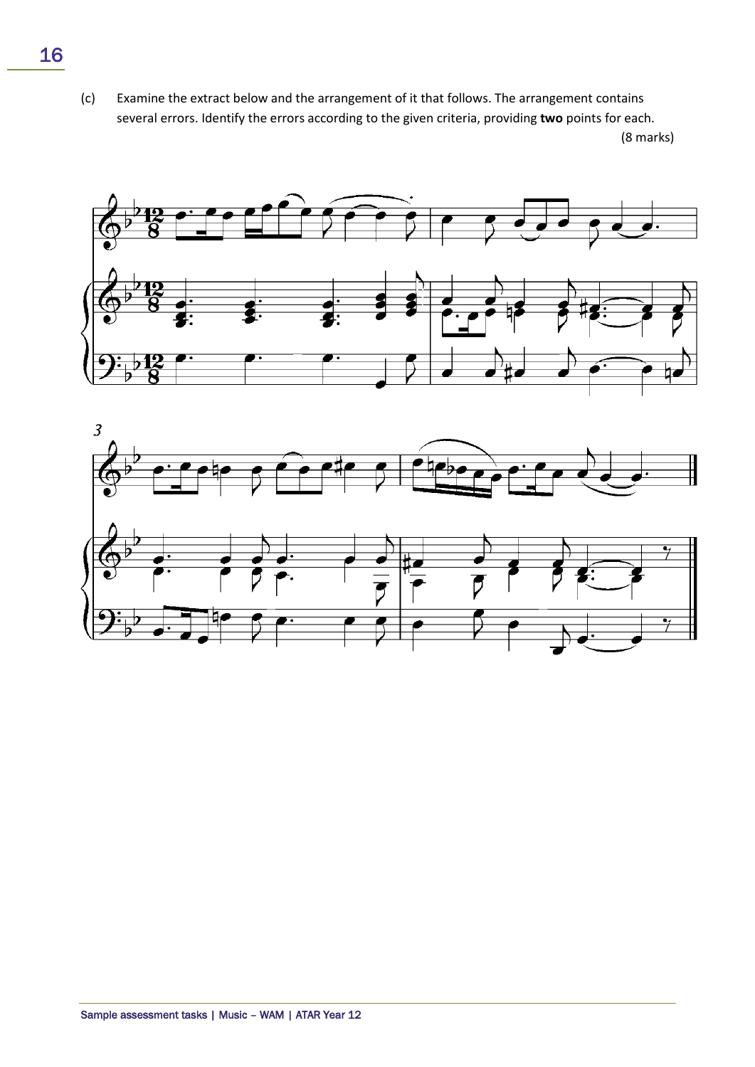(c) Examine the extract below and the arrangement of it that follows. The arrangement contains several errors. Identify the errors according to the given criteria, providing **two** points for each. (8 marks)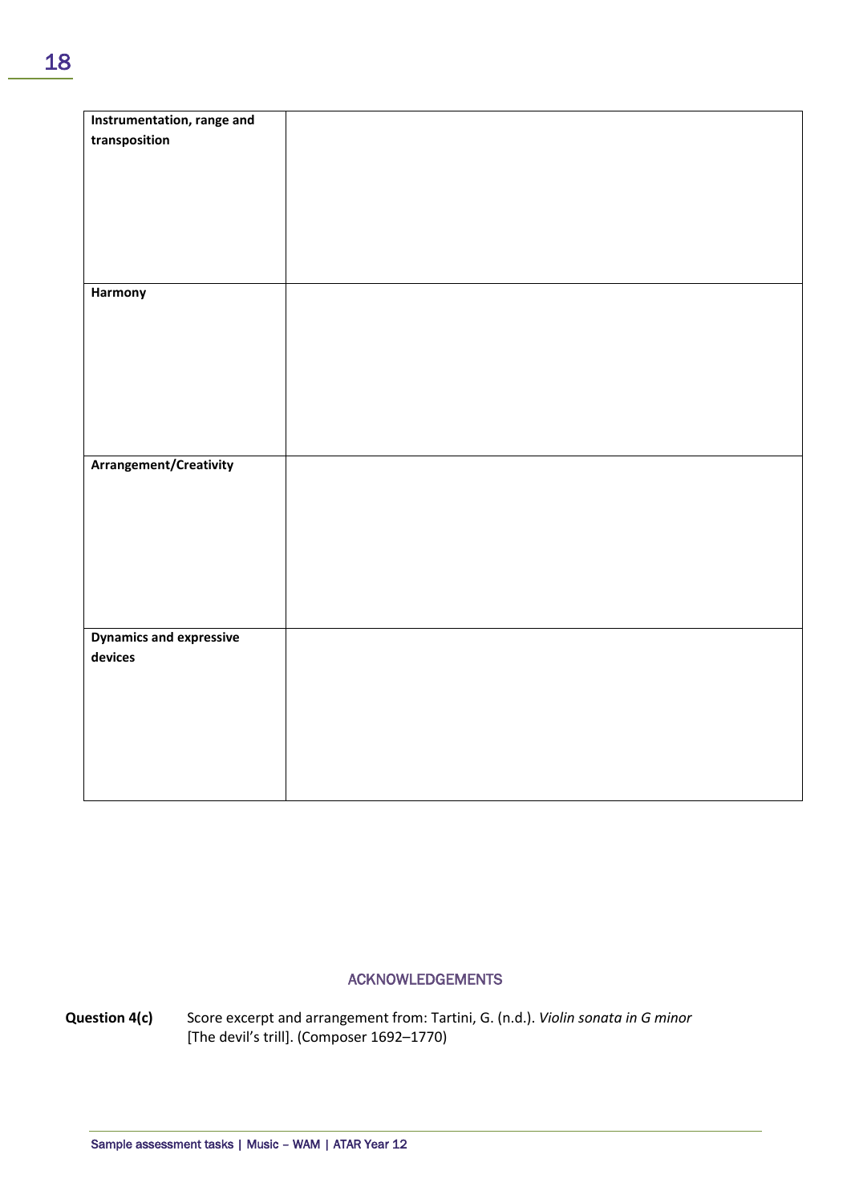| | |
|---|---|
| **Instrumentation, range and transposition** | |
| **Harmony** | |
| **Arrangement/Creativity** | |
| **Dynamics and expressive devices** | |

## ACKNOWLEDGEMENTS

**Question 4(c)** Score excerpt and arrangement from: Tartini, G. (n.d.). *Violin sonata in G minor* [The devil's trill]. (Composer 1692–1770)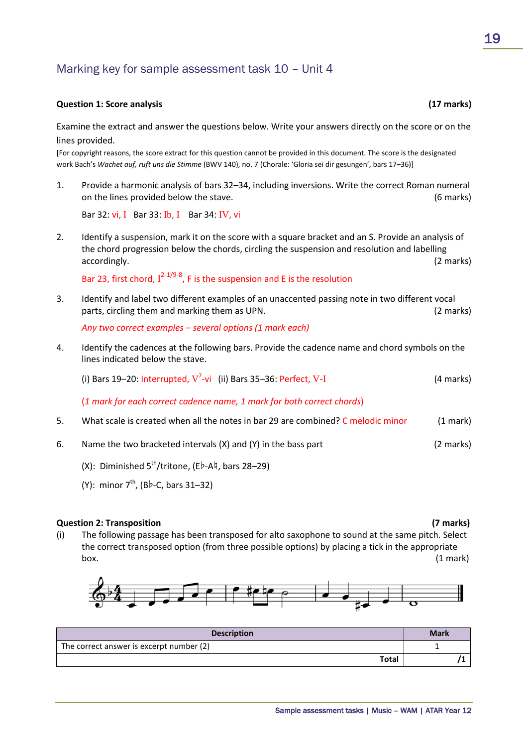## Marking key for sample assessment task 10 – Unit 4

**Question 1: Score analysis** **(17 marks)**

Examine the extract and answer the questions below. Write your answers directly on the score or on the lines provided.

[For copyright reasons, the score extract for this question cannot be provided in this document. The score is the designated work Bach's *Wachet auf, ruft uns die Stimme* (BWV 140), no. 7 (Chorale: 'Gloria sei dir gesungen', bars 17–36)]

1. Provide a harmonic analysis of bars 32–34, including inversions. Write the correct Roman numeral on the lines provided below the stave. (6 marks)

   Bar 32: vi, I  Bar 33: Ib, I  Bar 34: IV, vi

2. Identify a suspension, mark it on the score with a square bracket and an S. Provide an analysis of the chord progression below the chords, circling the suspension and resolution and labelling accordingly. (2 marks)

   Bar 23, first chord, $I^{2-1/9-8}$, F is the suspension and E is the resolution

3. Identify and label two different examples of an unaccented passing note in two different vocal parts, circling them and marking them as UPN. (2 marks)

   *Any two correct examples – several options (1 mark each)*

4. Identify the cadences at the following bars. Provide the cadence name and chord symbols on the lines indicated below the stave.

   (i) Bars 19–20: Interrupted, $V^7$-vi  (ii) Bars 35–36: Perfect, V-I (4 marks)

   *(1 mark for each correct cadence name, 1 mark for both correct chords)*

5. What scale is created when all the notes in bar 29 are combined? C melodic minor (1 mark)

6. Name the two bracketed intervals (X) and (Y) in the bass part (2 marks)

   (X): Diminished 5th/tritone, (E♭-A♮, bars 28–29)

   (Y): minor 7th, (B♭-C, bars 31–32)

**Question 2: Transposition** **(7 marks)**

(i) The following passage has been transposed for alto saxophone to sound at the same pitch. Select the correct transposed option (from three possible options) by placing a tick in the appropriate box. (1 mark)

| Description | Mark |
|---|---|
| The correct answer is excerpt number (2) | 1 |
| **Total** | **/1** |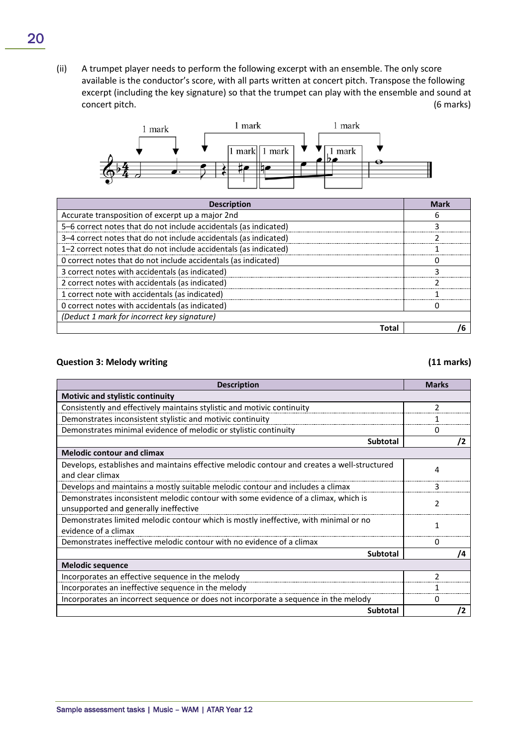(ii) A trumpet player needs to perform the following excerpt with an ensemble. The only score available is the conductor's score, with all parts written at concert pitch. Transpose the following excerpt (including the key signature) so that the trumpet can play with the ensemble and sound at concert pitch. (6 marks)

| Description | Mark |
|---|---|
| Accurate transposition of excerpt up a major 2nd | 6 |
| 5–6 correct notes that do not include accidentals (as indicated) | 3 |
| 3–4 correct notes that do not include accidentals (as indicated) | 2 |
| 1–2 correct notes that do not include accidentals (as indicated) | 1 |
| 0 correct notes that do not include accidentals (as indicated) | 0 |
| 3 correct notes with accidentals (as indicated) | 3 |
| 2 correct notes with accidentals (as indicated) | 2 |
| 1 correct note with accidentals (as indicated) | 1 |
| 0 correct notes with accidentals (as indicated) | 0 |
| *(Deduct 1 mark for incorrect key signature)* | |
| **Total** | **/6** |

**Question 3: Melody writing** **(11 marks)**

| Description | Marks |
|---|---|
| **Motivic and stylistic continuity** | |
| Consistently and effectively maintains stylistic and motivic continuity | 2 |
| Demonstrates inconsistent stylistic and motivic continuity | 1 |
| Demonstrates minimal evidence of melodic or stylistic continuity | 0 |
| **Subtotal** | **/2** |
| **Melodic contour and climax** | |
| Develops, establishes and maintains effective melodic contour and creates a well-structured and clear climax | 4 |
| Develops and maintains a mostly suitable melodic contour and includes a climax | 3 |
| Demonstrates inconsistent melodic contour with some evidence of a climax, which is unsupported and generally ineffective | 2 |
| Demonstrates limited melodic contour which is mostly ineffective, with minimal or no evidence of a climax | 1 |
| Demonstrates ineffective melodic contour with no evidence of a climax | 0 |
| **Subtotal** | **/4** |
| **Melodic sequence** | |
| Incorporates an effective sequence in the melody | 2 |
| Incorporates an ineffective sequence in the melody | 1 |
| Incorporates an incorrect sequence or does not incorporate a sequence in the melody | 0 |
| **Subtotal** | **/2** |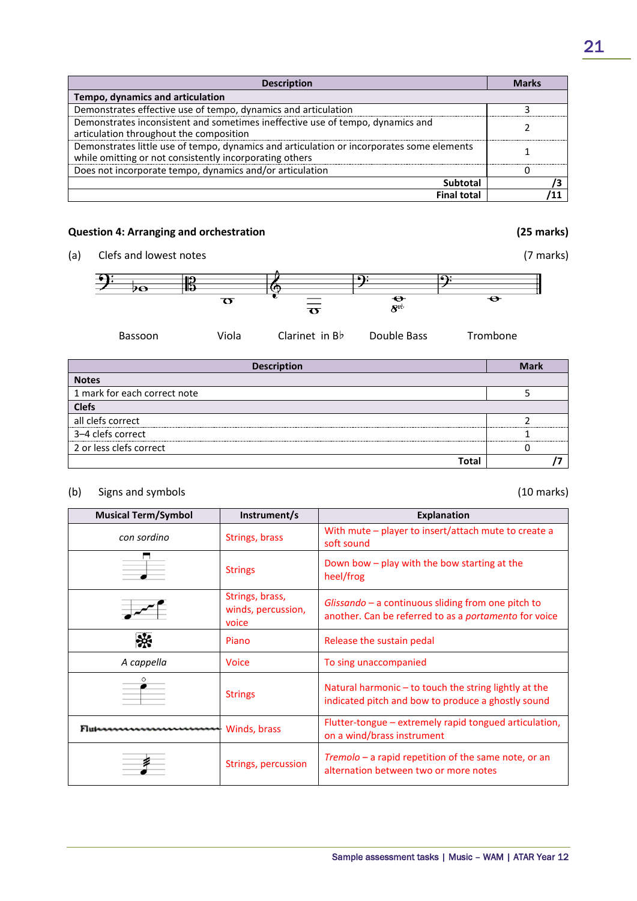| Description | Marks |
|---|---|
| **Tempo, dynamics and articulation** | |
| Demonstrates effective use of tempo, dynamics and articulation | 3 |
| Demonstrates inconsistent and sometimes ineffective use of tempo, dynamics and articulation throughout the composition | 2 |
| Demonstrates little use of tempo, dynamics and articulation or incorporates some elements while omitting or not consistently incorporating others | 1 |
| Does not incorporate tempo, dynamics and/or articulation | 0 |
| **Subtotal** | **/3** |
| **Final total** | **/11** |

### Question 4: Arranging and orchestration (25 marks)

(a) Clefs and lowest notes (7 marks)

Bassoon Viola Clarinet in B♭ Double Bass Trombone

| Description | Mark |
|---|---|
| **Notes** | |
| 1 mark for each correct note | 5 |
| **Clefs** | |
| all clefs correct | 2 |
| 3–4 clefs correct | 1 |
| 2 or less clefs correct | 0 |
| **Total** | **/7** |

(b) Signs and symbols (10 marks)

| Musical Term/Symbol | Instrument/s | Explanation |
|---|---|---|
| *con sordino* | Strings, brass | With mute – player to insert/attach mute to create a soft sound |
| | Strings | Down bow – play with the bow starting at the heel/frog |
| | Strings, brass, winds, percussion, voice | *Glissando* – a continuous sliding from one pitch to another. Can be referred to as a *portamento* for voice |
| | Piano | Release the sustain pedal |
| *A cappella* | Voice | To sing unaccompanied |
| | Strings | Natural harmonic – to touch the string lightly at the indicated pitch and bow to produce a ghostly sound |
| Flut~~~~~~~~ | Winds, brass | Flutter-tongue – extremely rapid tongued articulation, on a wind/brass instrument |
| | Strings, percussion | *Tremolo* – a rapid repetition of the same note, or an alternation between two or more notes |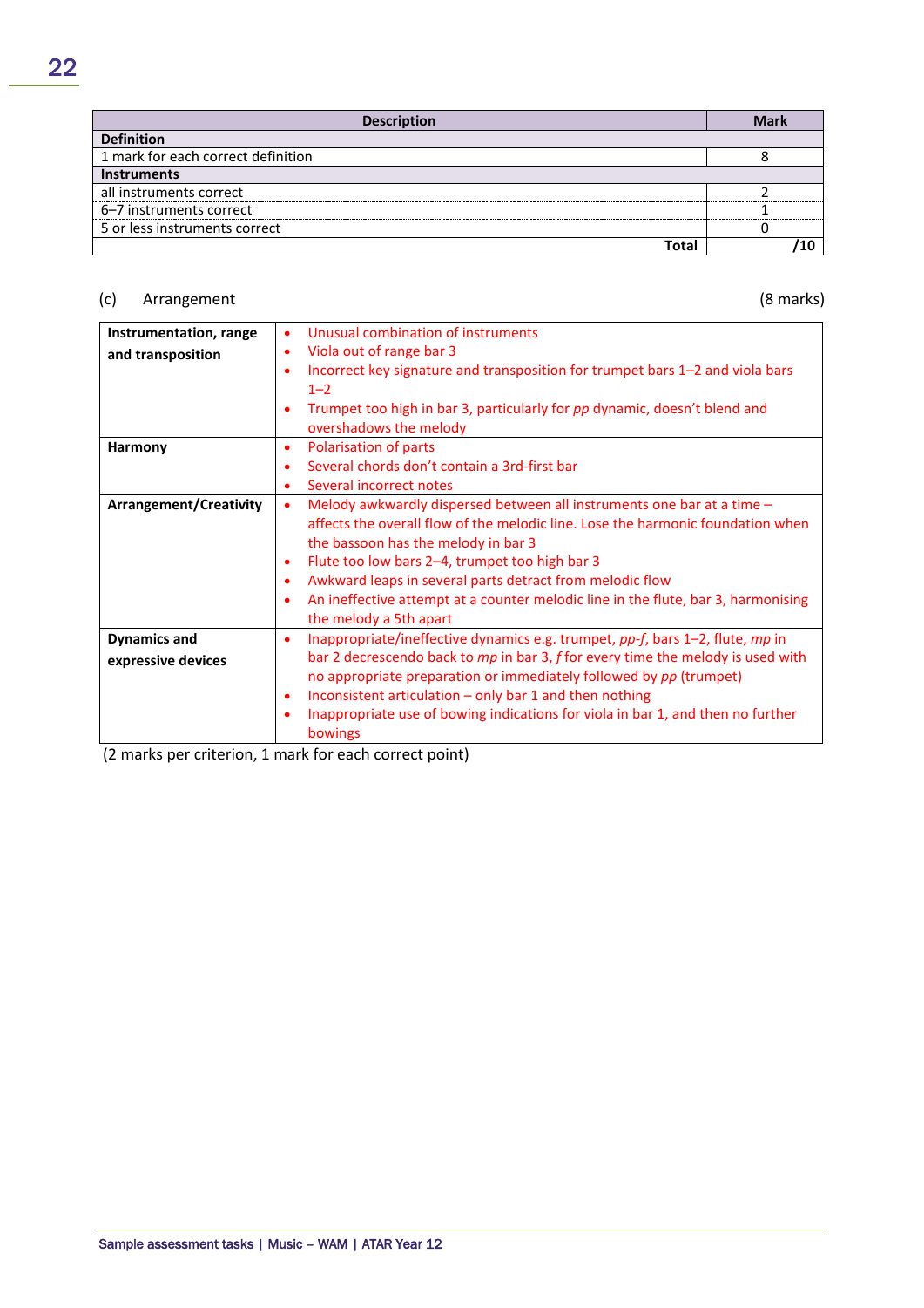| Description | Mark |
|---|---|
| **Definition** | |
| 1 mark for each correct definition | 8 |
| **Instruments** | |
| all instruments correct | 2 |
| 6–7 instruments correct | 1 |
| 5 or less instruments correct | 0 |
| **Total** | **/10** |

(c) Arrangement (8 marks)

| | |
|---|---|
| **Instrumentation, range and transposition** | • Unusual combination of instruments<br>• Viola out of range bar 3<br>• Incorrect key signature and transposition for trumpet bars 1–2 and viola bars 1–2<br>• Trumpet too high in bar 3, particularly for *pp* dynamic, doesn't blend and overshadows the melody |
| **Harmony** | • Polarisation of parts<br>• Several chords don't contain a 3rd-first bar<br>• Several incorrect notes |
| **Arrangement/Creativity** | • Melody awkwardly dispersed between all instruments one bar at a time – affects the overall flow of the melodic line. Lose the harmonic foundation when the bassoon has the melody in bar 3<br>• Flute too low bars 2–4, trumpet too high bar 3<br>• Awkward leaps in several parts detract from melodic flow<br>• An ineffective attempt at a counter melodic line in the flute, bar 3, harmonising the melody a 5th apart |
| **Dynamics and expressive devices** | • Inappropriate/ineffective dynamics e.g. trumpet, *pp-f*, bars 1–2, flute, *mp* in bar 2 decrescendo back to *mp* in bar 3, *f* for every time the melody is used with no appropriate preparation or immediately followed by *pp* (trumpet)<br>• Inconsistent articulation – only bar 1 and then nothing<br>• Inappropriate use of bowing indications for viola in bar 1, and then no further bowings |

(2 marks per criterion, 1 mark for each correct point)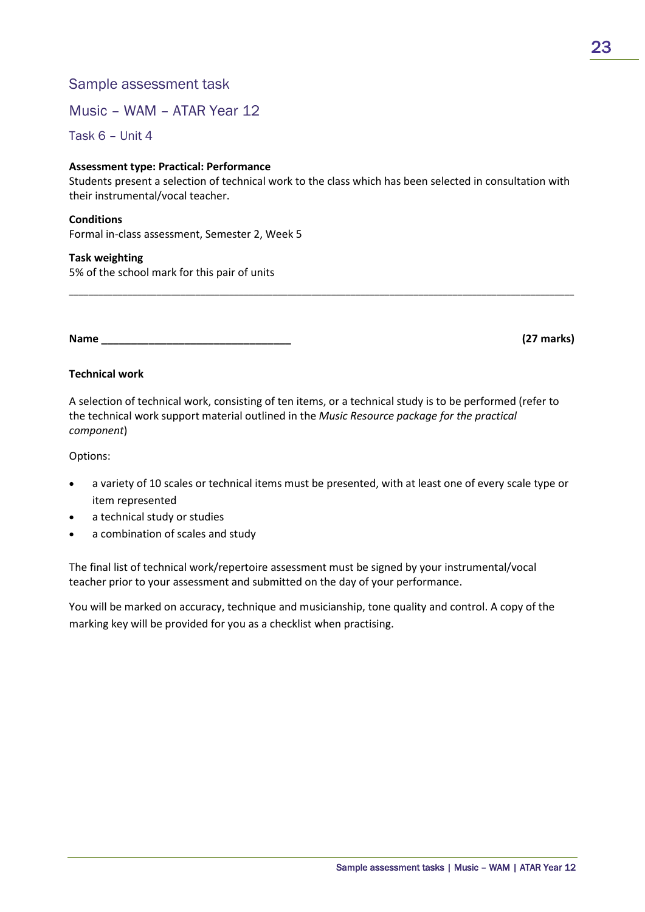## Sample assessment task

## Music – WAM – ATAR Year 12

### Task 6 – Unit 4

**Assessment type: Practical: Performance**
Students present a selection of technical work to the class which has been selected in consultation with their instrumental/vocal teacher.

**Conditions**
Formal in-class assessment, Semester 2, Week 5

**Task weighting**
5% of the school mark for this pair of units

---

**Name ________________________________** **(27 marks)**

**Technical work**

A selection of technical work, consisting of ten items, or a technical study is to be performed (refer to the technical work support material outlined in the *Music Resource package for the practical component*)

Options:

- a variety of 10 scales or technical items must be presented, with at least one of every scale type or item represented
- a technical study or studies
- a combination of scales and study

The final list of technical work/repertoire assessment must be signed by your instrumental/vocal teacher prior to your assessment and submitted on the day of your performance.

You will be marked on accuracy, technique and musicianship, tone quality and control. A copy of the marking key will be provided for you as a checklist when practising.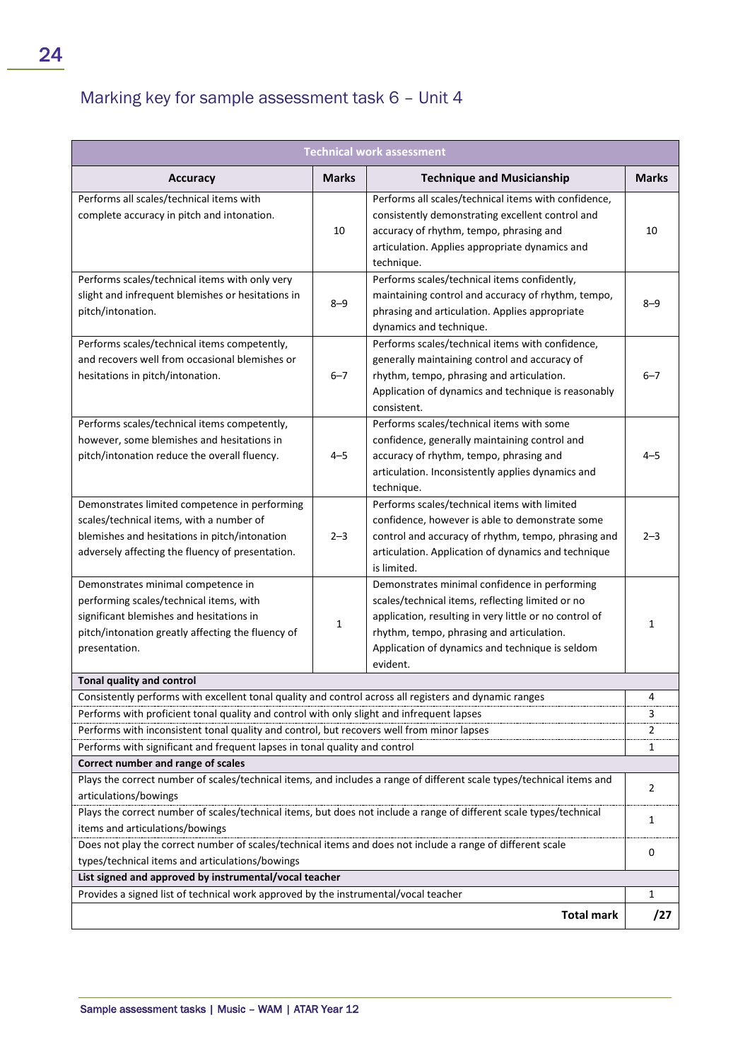## Marking key for sample assessment task 6 – Unit 4

| Technical work assessment | | | |
|---|---|---|---|
| **Accuracy** | **Marks** | **Technique and Musicianship** | **Marks** |
| Performs all scales/technical items with complete accuracy in pitch and intonation. | 10 | Performs all scales/technical items with confidence, consistently demonstrating excellent control and accuracy of rhythm, tempo, phrasing and articulation. Applies appropriate dynamics and technique. | 10 |
| Performs scales/technical items with only very slight and infrequent blemishes or hesitations in pitch/intonation. | 8–9 | Performs scales/technical items confidently, maintaining control and accuracy of rhythm, tempo, phrasing and articulation. Applies appropriate dynamics and technique. | 8–9 |
| Performs scales/technical items competently, and recovers well from occasional blemishes or hesitations in pitch/intonation. | 6–7 | Performs scales/technical items with confidence, generally maintaining control and accuracy of rhythm, tempo, phrasing and articulation. Application of dynamics and technique is reasonably consistent. | 6–7 |
| Performs scales/technical items competently, however, some blemishes and hesitations in pitch/intonation reduce the overall fluency. | 4–5 | Performs scales/technical items with some confidence, generally maintaining control and accuracy of rhythm, tempo, phrasing and articulation. Inconsistently applies dynamics and technique. | 4–5 |
| Demonstrates limited competence in performing scales/technical items, with a number of blemishes and hesitations in pitch/intonation adversely affecting the fluency of presentation. | 2–3 | Performs scales/technical items with limited confidence, however is able to demonstrate some control and accuracy of rhythm, tempo, phrasing and articulation. Application of dynamics and technique is limited. | 2–3 |
| Demonstrates minimal competence in performing scales/technical items, with significant blemishes and hesitations in pitch/intonation greatly affecting the fluency of presentation. | 1 | Demonstrates minimal confidence in performing scales/technical items, reflecting limited or no application, resulting in very little or no control of rhythm, tempo, phrasing and articulation. Application of dynamics and technique is seldom evident. | 1 |

| **Tonal quality and control** | |
|---|---|
| Consistently performs with excellent tonal quality and control across all registers and dynamic ranges | 4 |
| Performs with proficient tonal quality and control with only slight and infrequent lapses | 3 |
| Performs with inconsistent tonal quality and control, but recovers well from minor lapses | 2 |
| Performs with significant and frequent lapses in tonal quality and control | 1 |
| **Correct number and range of scales** | |
| Plays the correct number of scales/technical items, and includes a range of different scale types/technical items and articulations/bowings | 2 |
| Plays the correct number of scales/technical items, but does not include a range of different scale types/technical items and articulations/bowings | 1 |
| Does not play the correct number of scales/technical items and does not include a range of different scale types/technical items and articulations/bowings | 0 |
| **List signed and approved by instrumental/vocal teacher** | |
| Provides a signed list of technical work approved by the instrumental/vocal teacher | 1 |
| **Total mark** | **/27** |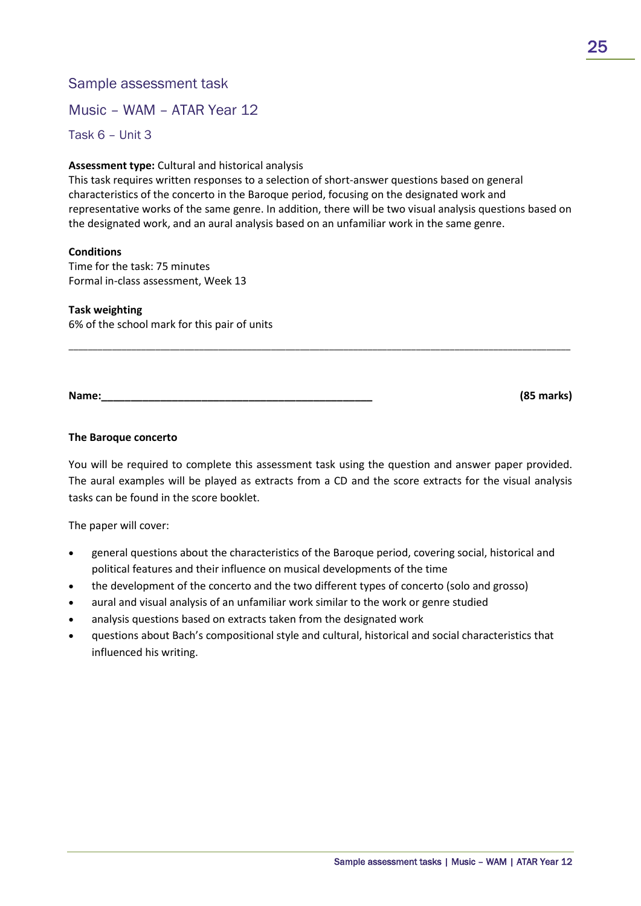## Sample assessment task

## Music – WAM – ATAR Year 12

### Task 6 – Unit 3

**Assessment type:** Cultural and historical analysis

This task requires written responses to a selection of short-answer questions based on general characteristics of the concerto in the Baroque period, focusing on the designated work and representative works of the same genre. In addition, there will be two visual analysis questions based on the designated work, and an aural analysis based on an unfamiliar work in the same genre.

**Conditions**

Time for the task: 75 minutes

Formal in-class assessment, Week 13

**Task weighting**

6% of the school mark for this pair of units

---

**Name:**_______________________________________________ **(85 marks)**

**The Baroque concerto**

You will be required to complete this assessment task using the question and answer paper provided. The aural examples will be played as extracts from a CD and the score extracts for the visual analysis tasks can be found in the score booklet.

The paper will cover:

- general questions about the characteristics of the Baroque period, covering social, historical and political features and their influence on musical developments of the time
- the development of the concerto and the two different types of concerto (solo and grosso)
- aural and visual analysis of an unfamiliar work similar to the work or genre studied
- analysis questions based on extracts taken from the designated work
- questions about Bach's compositional style and cultural, historical and social characteristics that influenced his writing.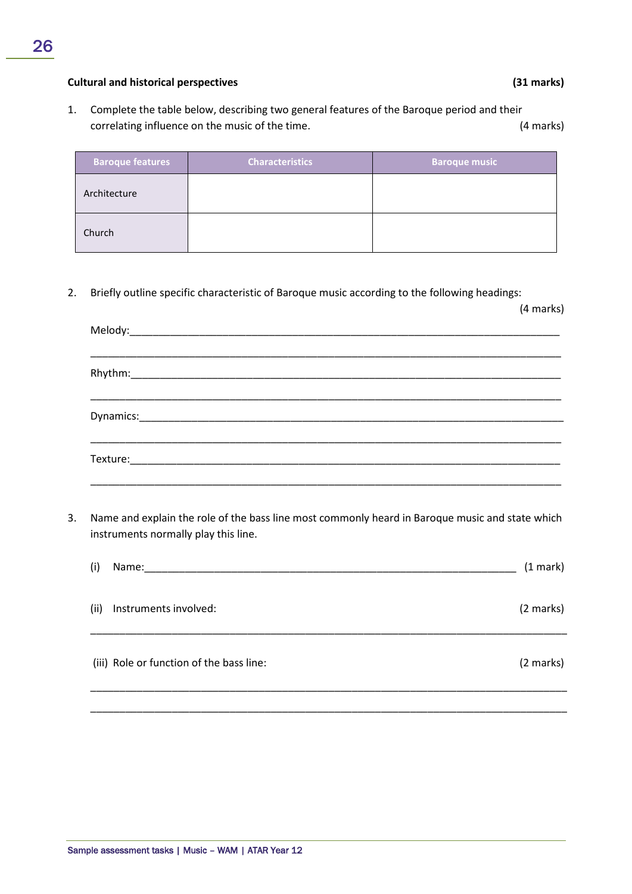**Cultural and historical perspectives** **(31 marks)**

1. Complete the table below, describing two general features of the Baroque period and their correlating influence on the music of the time. (4 marks)

| Baroque features | Characteristics | Baroque music |
| --- | --- | --- |
| Architecture | | |
| Church | | |

2. Briefly outline specific characteristic of Baroque music according to the following headings: (4 marks)

Melody:______________________________________________________________________________

______________________________________________________________________________

Rhythm:______________________________________________________________________________

______________________________________________________________________________

Dynamics:______________________________________________________________________________

______________________________________________________________________________

Texture:______________________________________________________________________________

______________________________________________________________________________

3. Name and explain the role of the bass line most commonly heard in Baroque music and state which instruments normally play this line.

(i) Name:______________________________________________________________ (1 mark)

(ii) Instruments involved: (2 marks)

______________________________________________________________________________

(iii) Role or function of the bass line: (2 marks)

______________________________________________________________________________

______________________________________________________________________________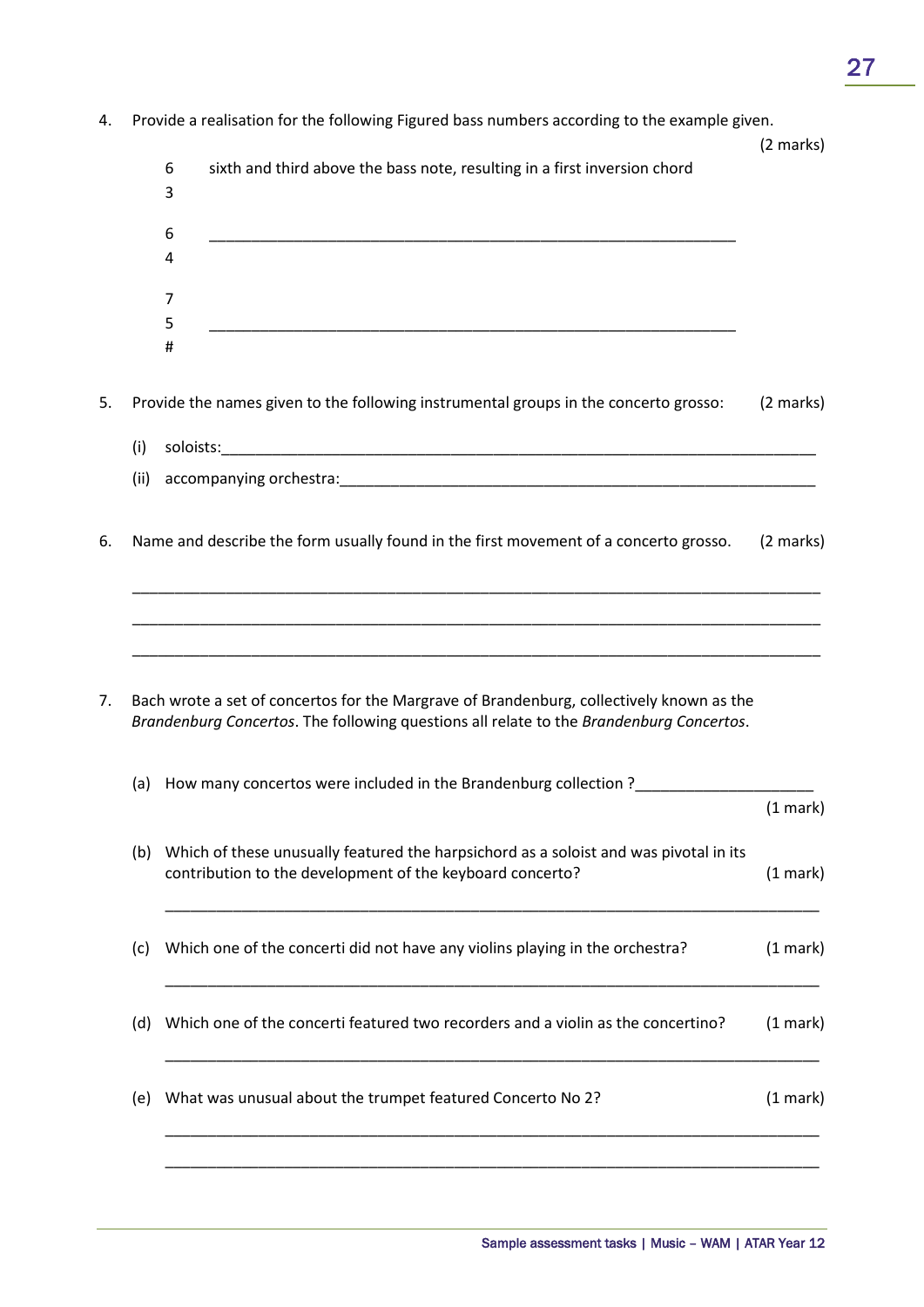4. Provide a realisation for the following Figured bass numbers according to the example given. (2 marks)

   | | |
   |---|---|
   | 6<br>3 | sixth and third above the bass note, resulting in a first inversion chord |
   | 6<br>4 | ______________________________________________ |
   | 7<br>5<br># | ______________________________________________ |

5. Provide the names given to the following instrumental groups in the concerto grosso: (2 marks)

   (i) soloists:______________________________________________

   (ii) accompanying orchestra:______________________________________________

6. Name and describe the form usually found in the first movement of a concerto grosso. (2 marks)

   ______________________________________________

   ______________________________________________

   ______________________________________________

7. Bach wrote a set of concertos for the Margrave of Brandenburg, collectively known as the *Brandenburg Concertos*. The following questions all relate to the *Brandenburg Concertos*.

   (a) How many concertos were included in the Brandenburg collection ?____________________ (1 mark)

   (b) Which of these unusually featured the harpsichord as a soloist and was pivotal in its contribution to the development of the keyboard concerto? (1 mark)

   ______________________________________________

   (c) Which one of the concerti did not have any violins playing in the orchestra? (1 mark)

   ______________________________________________

   (d) Which one of the concerti featured two recorders and a violin as the concertino? (1 mark)

   ______________________________________________

   (e) What was unusual about the trumpet featured Concerto No 2? (1 mark)

   ______________________________________________

   ______________________________________________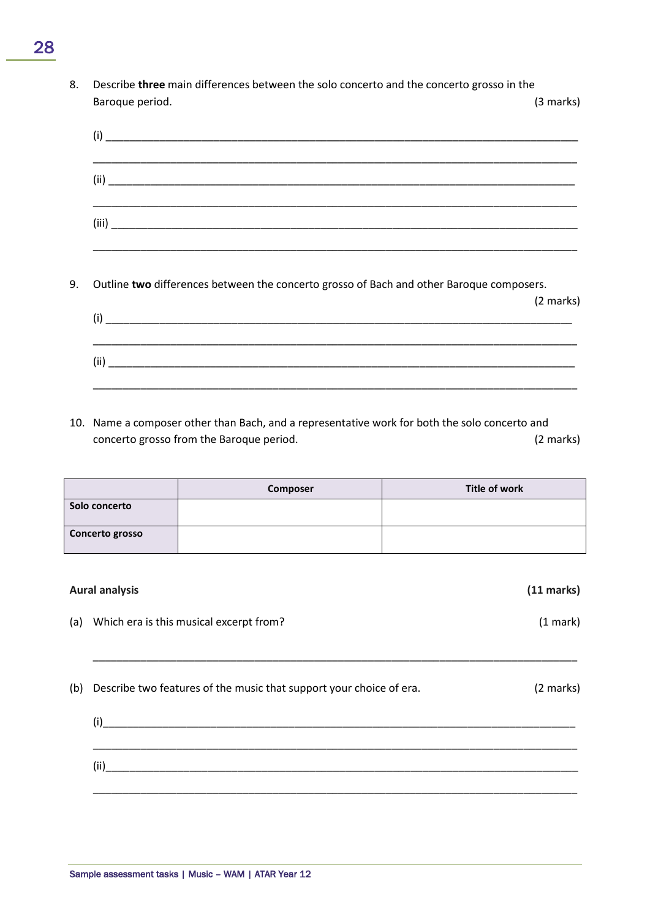8. Describe **three** main differences between the solo concerto and the concerto grosso in the Baroque period. (3 marks)

   (i) ___________________________________________________________________________

   ___________________________________________________________________________

   (ii) ___________________________________________________________________________

   ___________________________________________________________________________

   (iii) ___________________________________________________________________________

   ___________________________________________________________________________

9. Outline **two** differences between the concerto grosso of Bach and other Baroque composers. (2 marks)

   (i) ___________________________________________________________________________

   ___________________________________________________________________________

   (ii) ___________________________________________________________________________

   ___________________________________________________________________________

10. Name a composer other than Bach, and a representative work for both the solo concerto and concerto grosso from the Baroque period. (2 marks)

|  | Composer | Title of work |
|---|---|---|
| **Solo concerto** |  |  |
| **Concerto grosso** |  |  |

**Aural analysis** **(11 marks)**

(a) Which era is this musical excerpt from? (1 mark)

___________________________________________________________________________

(b) Describe two features of the music that support your choice of era. (2 marks)

   (i)___________________________________________________________________________

   ___________________________________________________________________________

   (ii)___________________________________________________________________________

   ___________________________________________________________________________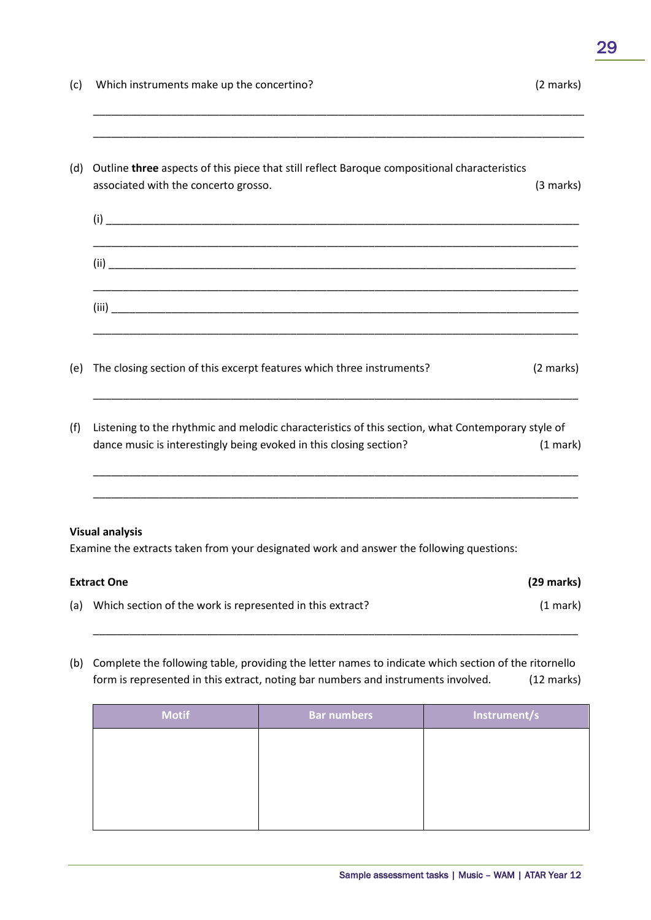(c) Which instruments make up the concertino? (2 marks)

___________________________________________________________________________

___________________________________________________________________________

(d) Outline **three** aspects of this piece that still reflect Baroque compositional characteristics associated with the concerto grosso. (3 marks)

(i) ________________________________________________________________________

___________________________________________________________________________

(ii) _______________________________________________________________________

___________________________________________________________________________

(iii) ______________________________________________________________________

___________________________________________________________________________

(e) The closing section of this excerpt features which three instruments? (2 marks)

___________________________________________________________________________

(f) Listening to the rhythmic and melodic characteristics of this section, what Contemporary style of dance music is interestingly being evoked in this closing section? (1 mark)

___________________________________________________________________________

___________________________________________________________________________

**Visual analysis**

Examine the extracts taken from your designated work and answer the following questions:

**Extract One** **(29 marks)**

(a) Which section of the work is represented in this extract? (1 mark)

___________________________________________________________________________

(b) Complete the following table, providing the letter names to indicate which section of the ritornello form is represented in this extract, noting bar numbers and instruments involved. (12 marks)

| Motif | Bar numbers | Instrument/s |
|---|---|---|
| | | |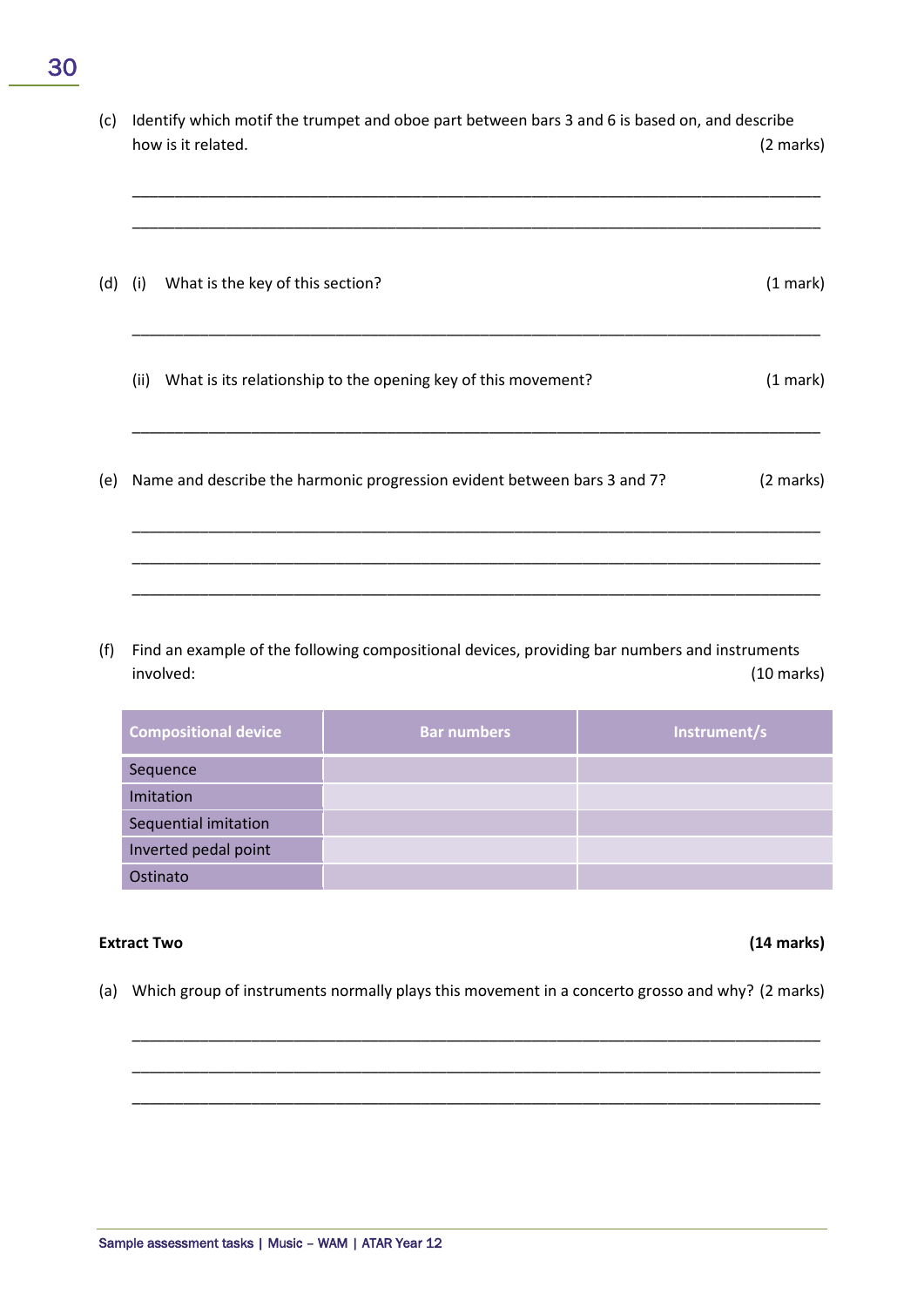(c) Identify which motif the trumpet and oboe part between bars 3 and 6 is based on, and describe how is it related. (2 marks)

______________________________________________________________________________

______________________________________________________________________________

(d) (i) What is the key of this section? (1 mark)

______________________________________________________________________________

(ii) What is its relationship to the opening key of this movement? (1 mark)

______________________________________________________________________________

(e) Name and describe the harmonic progression evident between bars 3 and 7? (2 marks)

______________________________________________________________________________

______________________________________________________________________________

______________________________________________________________________________

(f) Find an example of the following compositional devices, providing bar numbers and instruments involved: (10 marks)

| Compositional device | Bar numbers | Instrument/s |
|---|---|---|
| Sequence | | |
| Imitation | | |
| Sequential imitation | | |
| Inverted pedal point | | |
| Ostinato | | |

**Extract Two** **(14 marks)**

(a) Which group of instruments normally plays this movement in a concerto grosso and why? (2 marks)

______________________________________________________________________________

______________________________________________________________________________

______________________________________________________________________________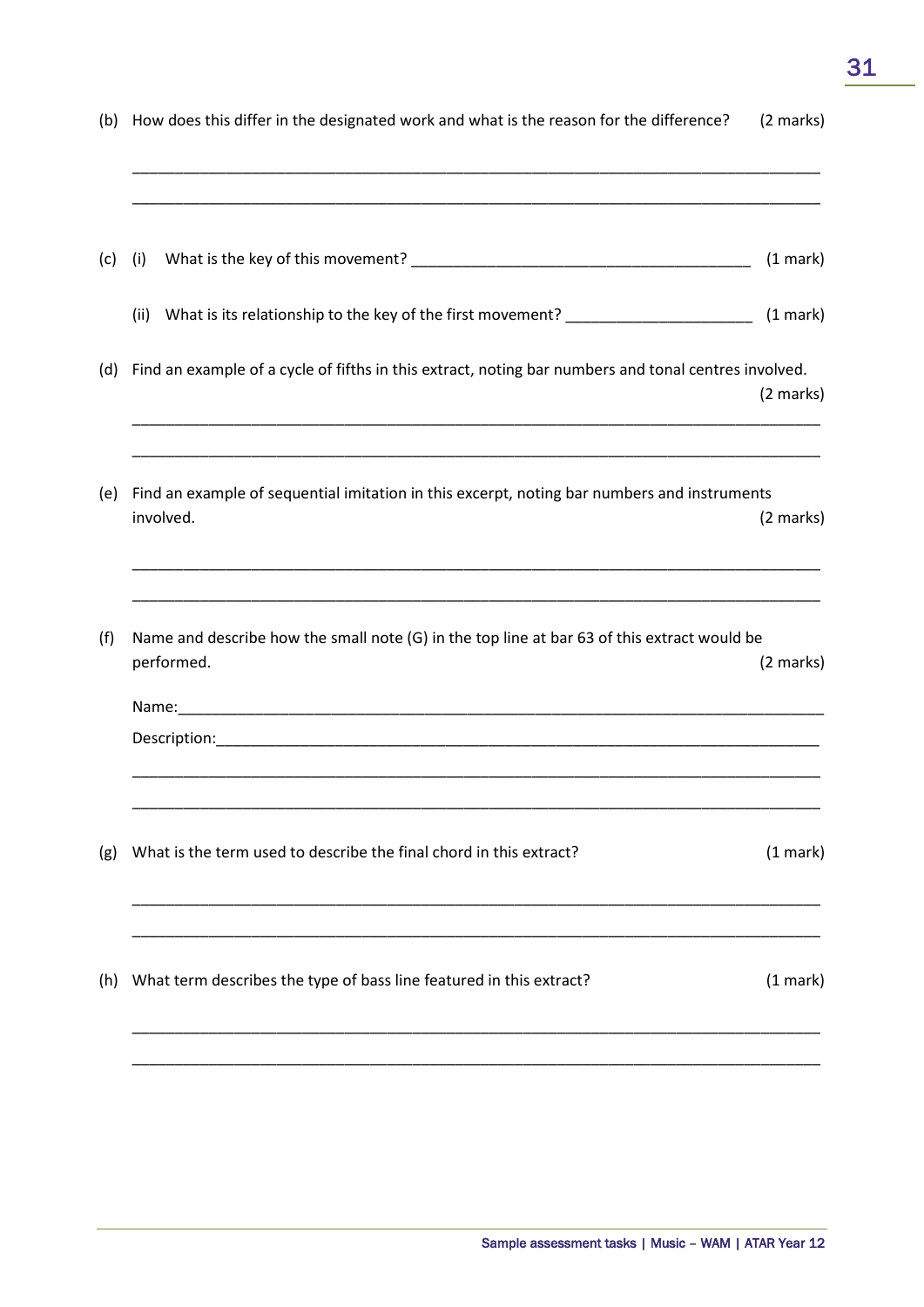(b) How does this differ in the designated work and what is the reason for the difference? (2 marks)

______________________________________________________________________________

______________________________________________________________________________

(c) (i) What is the key of this movement? ________________________________________ (1 mark)

(ii) What is its relationship to the key of the first movement? ______________________ (1 mark)

(d) Find an example of a cycle of fifths in this extract, noting bar numbers and tonal centres involved. (2 marks)

______________________________________________________________________________

______________________________________________________________________________

(e) Find an example of sequential imitation in this excerpt, noting bar numbers and instruments involved. (2 marks)

______________________________________________________________________________

______________________________________________________________________________

(f) Name and describe how the small note (G) in the top line at bar 63 of this extract would be performed. (2 marks)

Name:_________________________________________________________________________

Description:____________________________________________________________________

______________________________________________________________________________

______________________________________________________________________________

(g) What is the term used to describe the final chord in this extract? (1 mark)

______________________________________________________________________________

______________________________________________________________________________

(h) What term describes the type of bass line featured in this extract? (1 mark)

______________________________________________________________________________

______________________________________________________________________________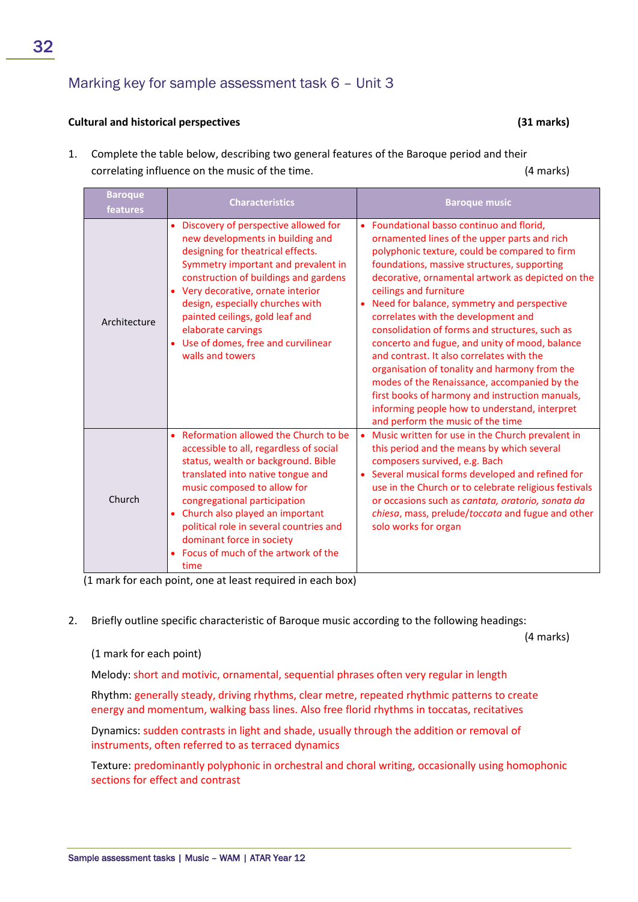## Marking key for sample assessment task 6 – Unit 3

**Cultural and historical perspectives** **(31 marks)**

1. Complete the table below, describing two general features of the Baroque period and their correlating influence on the music of the time. (4 marks)

| Baroque features | Characteristics | Baroque music |
|---|---|---|
| Architecture | • Discovery of perspective allowed for new developments in building and designing for theatrical effects. Symmetry important and prevalent in construction of buildings and gardens<br>• Very decorative, ornate interior design, especially churches with painted ceilings, gold leaf and elaborate carvings<br>• Use of domes, free and curvilinear walls and towers | • Foundational basso continuo and florid, ornamented lines of the upper parts and rich polyphonic texture, could be compared to firm foundations, massive structures, supporting decorative, ornamental artwork as depicted on the ceilings and furniture<br>• Need for balance, symmetry and perspective correlates with the development and consolidation of forms and structures, such as concerto and fugue, and unity of mood, balance and contrast. It also correlates with the organisation of tonality and harmony from the modes of the Renaissance, accompanied by the first books of harmony and instruction manuals, informing people how to understand, interpret and perform the music of the time |
| Church | • Reformation allowed the Church to be accessible to all, regardless of social status, wealth or background. Bible translated into native tongue and music composed to allow for congregational participation<br>• Church also played an important political role in several countries and dominant force in society<br>• Focus of much of the artwork of the time | • Music written for use in the Church prevalent in this period and the means by which several composers survived, e.g. Bach<br>• Several musical forms developed and refined for use in the Church or to celebrate religious festivals or occasions such as *cantata*, *oratorio*, *sonata da chiesa*, mass, prelude/*toccata* and fugue and other solo works for organ |

(1 mark for each point, one at least required in each box)

2. Briefly outline specific characteristic of Baroque music according to the following headings: (4 marks)

(1 mark for each point)

Melody: short and motivic, ornamental, sequential phrases often very regular in length

Rhythm: generally steady, driving rhythms, clear metre, repeated rhythmic patterns to create energy and momentum, walking bass lines. Also free florid rhythms in toccatas, recitatives

Dynamics: sudden contrasts in light and shade, usually through the addition or removal of instruments, often referred to as terraced dynamics

Texture: predominantly polyphonic in orchestral and choral writing, occasionally using homophonic sections for effect and contrast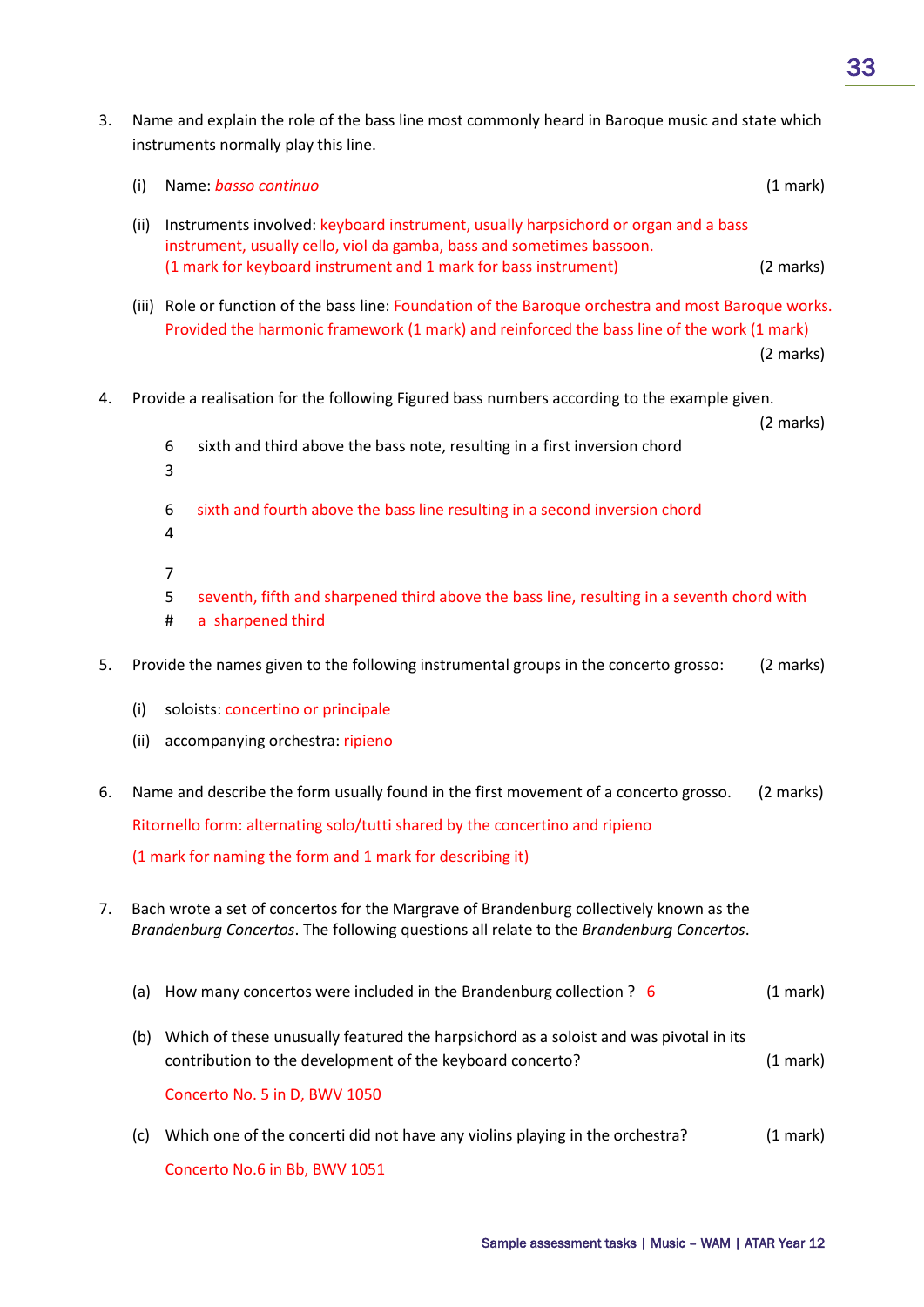3. Name and explain the role of the bass line most commonly heard in Baroque music and state which instruments normally play this line.

   (i) Name: *basso continuo* (1 mark)

   (ii) Instruments involved: keyboard instrument, usually harpsichord or organ and a bass instrument, usually cello, viol da gamba, bass and sometimes bassoon. (1 mark for keyboard instrument and 1 mark for bass instrument) (2 marks)

   (iii) Role or function of the bass line: Foundation of the Baroque orchestra and most Baroque works. Provided the harmonic framework (1 mark) and reinforced the bass line of the work (1 mark) (2 marks)

4. Provide a realisation for the following Figured bass numbers according to the example given. (2 marks)

   6
   3 sixth and third above the bass note, resulting in a first inversion chord

   6
   4 sixth and fourth above the bass line resulting in a second inversion chord

   7
   5
   # seventh, fifth and sharpened third above the bass line, resulting in a seventh chord with a sharpened third

5. Provide the names given to the following instrumental groups in the concerto grosso: (2 marks)

   (i) soloists: concertino or principale

   (ii) accompanying orchestra: ripieno

6. Name and describe the form usually found in the first movement of a concerto grosso. (2 marks)

   Ritornello form: alternating solo/tutti shared by the concertino and ripieno

   (1 mark for naming the form and 1 mark for describing it)

7. Bach wrote a set of concertos for the Margrave of Brandenburg collectively known as the *Brandenburg Concertos*. The following questions all relate to the *Brandenburg Concertos*.

   (a) How many concertos were included in the Brandenburg collection ? 6 (1 mark)

   (b) Which of these unusually featured the harpsichord as a soloist and was pivotal in its contribution to the development of the keyboard concerto? (1 mark)

   Concerto No. 5 in D, BWV 1050

   (c) Which one of the concerti did not have any violins playing in the orchestra? (1 mark)

   Concerto No.6 in Bb, BWV 1051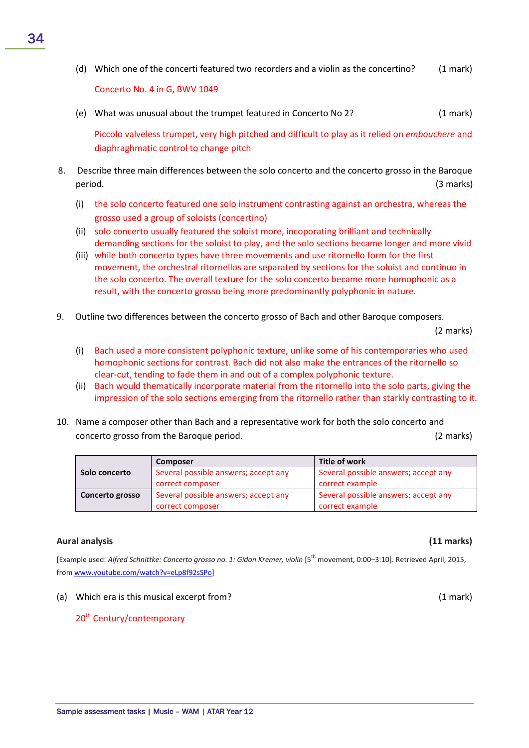(d) Which one of the concerti featured two recorders and a violin as the concertino? (1 mark)

Concerto No. 4 in G, BWV 1049

(e) What was unusual about the trumpet featured in Concerto No 2? (1 mark)

Piccolo valveless trumpet, very high pitched and difficult to play as it relied on *embouchere* and diaphraghmatic control to change pitch

8. Describe three main differences between the solo concerto and the concerto grosso in the Baroque period. (3 marks)

(i) the solo concerto featured one solo instrument contrasting against an orchestra, whereas the grosso used a group of soloists (concertino)

(ii) solo concerto usually featured the soloist more, incoporating brilliant and technically demanding sections for the soloist to play, and the solo sections became longer and more vivid

(iii) while both concerto types have three movements and use ritornello form for the first movement, the orchestral ritornellos are separated by sections for the soloist and continuo in the solo concerto. The overall texture for the solo concerto became more homophonic as a result, with the concerto grosso being more predominantly polyphonic in nature.

9. Outline two differences between the concerto grosso of Bach and other Baroque composers. (2 marks)

(i) Bach used a more consistent polyphonic texture, unlike some of his contemporaries who used homophonic sections for contrast. Bach did not also make the entrances of the ritornello so clear-cut, tending to fade them in and out of a complex polyphonic texture.

(ii) Bach would thematically incorporate material from the ritornello into the solo parts, giving the impression of the solo sections emerging from the ritornello rather than starkly contrasting to it.

10. Name a composer other than Bach and a representative work for both the solo concerto and concerto grosso from the Baroque period. (2 marks)

| | Composer | Title of work |
|---|---|---|
| **Solo concerto** | Several possible answers; accept any correct composer | Several possible answers; accept any correct example |
| **Concerto grosso** | Several possible answers; accept any correct composer | Several possible answers; accept any correct example |

**Aural analysis** **(11 marks)**

[Example used: *Alfred Schnittke: Concerto grosso no. 1: Gidon Kremer, violin* [5th movement, 0:00–3:10]. Retrieved April, 2015, from www.youtube.com/watch?v=eLp8f92sSPo]

(a) Which era is this musical excerpt from? (1 mark)

20th Century/contemporary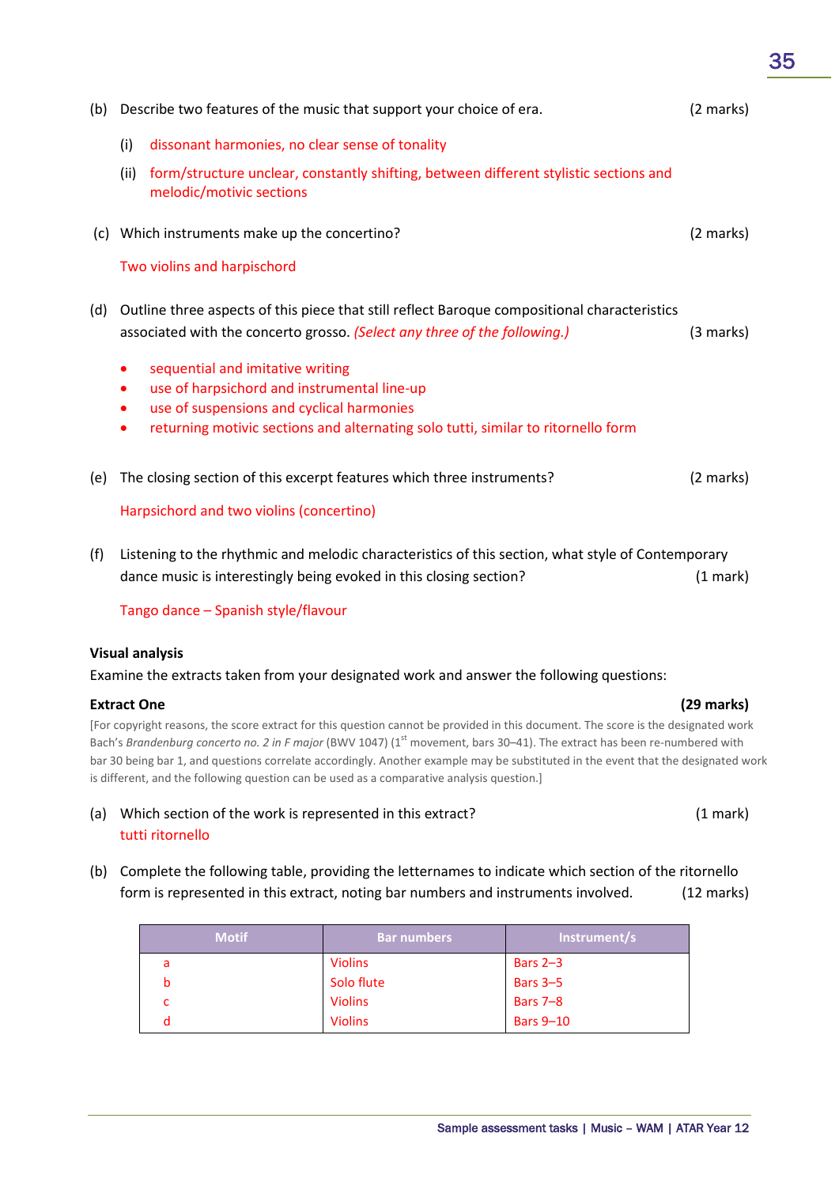(b) Describe two features of the music that support your choice of era. (2 marks)

(i) dissonant harmonies, no clear sense of tonality

(ii) form/structure unclear, constantly shifting, between different stylistic sections and melodic/motivic sections

(c) Which instruments make up the concertino? (2 marks)

Two violins and harpischord

(d) Outline three aspects of this piece that still reflect Baroque compositional characteristics associated with the concerto grosso. *(Select any three of the following.)* (3 marks)

- sequential and imitative writing
- use of harpsichord and instrumental line-up
- use of suspensions and cyclical harmonies
- returning motivic sections and alternating solo tutti, similar to ritornello form

(e) The closing section of this excerpt features which three instruments? (2 marks)

Harpsichord and two violins (concertino)

(f) Listening to the rhythmic and melodic characteristics of this section, what style of Contemporary dance music is interestingly being evoked in this closing section? (1 mark)

Tango dance – Spanish style/flavour

**Visual analysis**

Examine the extracts taken from your designated work and answer the following questions:

**Extract One** **(29 marks)**

[For copyright reasons, the score extract for this question cannot be provided in this document. The score is the designated work Bach's *Brandenburg concerto no. 2 in F major* (BWV 1047) (1st movement, bars 30–41). The extract has been re-numbered with bar 30 being bar 1, and questions correlate accordingly. Another example may be substituted in the event that the designated work is different, and the following question can be used as a comparative analysis question.]

(a) Which section of the work is represented in this extract? (1 mark)

tutti ritornello

(b) Complete the following table, providing the letternames to indicate which section of the ritornello form is represented in this extract, noting bar numbers and instruments involved. (12 marks)

| Motif | Bar numbers | Instrument/s |
|---|---|---|
| a | Violins | Bars 2–3 |
| b | Solo flute | Bars 3–5 |
| c | Violins | Bars 7–8 |
| d | Violins | Bars 9–10 |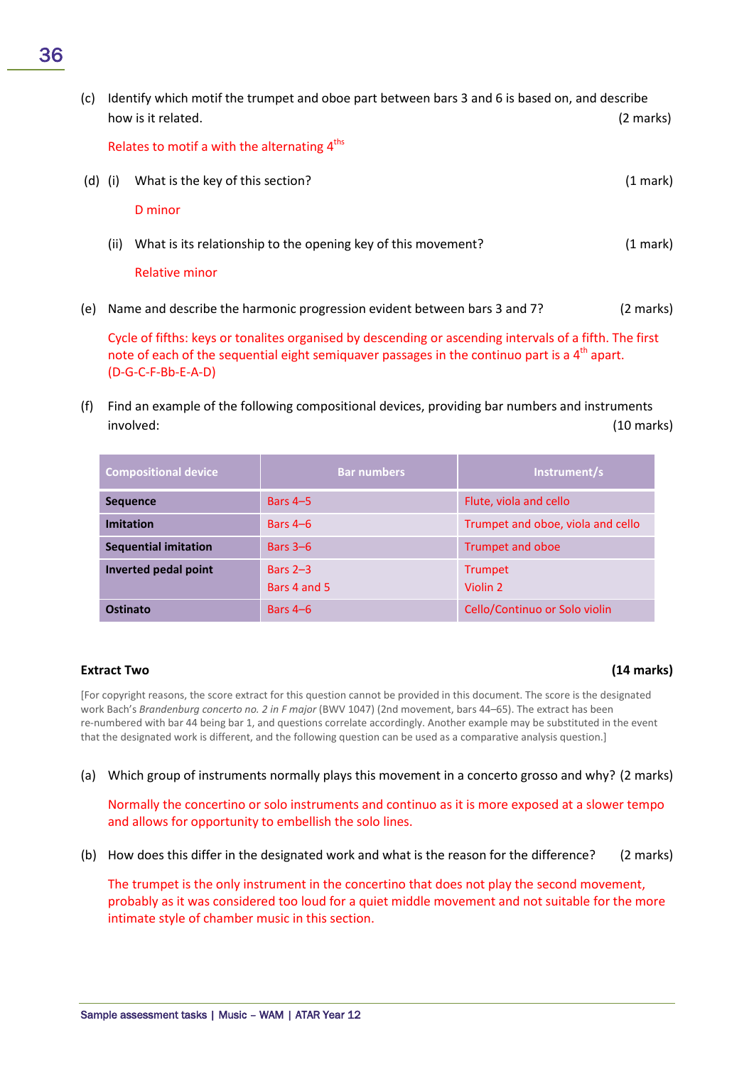(c) Identify which motif the trumpet and oboe part between bars 3 and 6 is based on, and describe how is it related. (2 marks)

Relates to motif a with the alternating 4ths

(d) (i) What is the key of this section? (1 mark)

D minor

(ii) What is its relationship to the opening key of this movement? (1 mark)

Relative minor

(e) Name and describe the harmonic progression evident between bars 3 and 7? (2 marks)

Cycle of fifths: keys or tonalites organised by descending or ascending intervals of a fifth. The first note of each of the sequential eight semiquaver passages in the continuo part is a 4th apart. (D-G-C-F-Bb-E-A-D)

(f) Find an example of the following compositional devices, providing bar numbers and instruments involved: (10 marks)

| Compositional device | Bar numbers | Instrument/s |
|---|---|---|
| **Sequence** | Bars 4–5 | Flute, viola and cello |
| **Imitation** | Bars 4–6 | Trumpet and oboe, viola and cello |
| **Sequential imitation** | Bars 3–6 | Trumpet and oboe |
| **Inverted pedal point** | Bars 2–3<br>Bars 4 and 5 | Trumpet<br>Violin 2 |
| **Ostinato** | Bars 4–6 | Cello/Continuo or Solo violin |

**Extract Two** **(14 marks)**

[For copyright reasons, the score extract for this question cannot be provided in this document. The score is the designated work Bach's *Brandenburg concerto no. 2 in F major* (BWV 1047) (2nd movement, bars 44–65). The extract has been re-numbered with bar 44 being bar 1, and questions correlate accordingly. Another example may be substituted in the event that the designated work is different, and the following question can be used as a comparative analysis question.]

(a) Which group of instruments normally plays this movement in a concerto grosso and why? (2 marks)

Normally the concertino or solo instruments and continuo as it is more exposed at a slower tempo and allows for opportunity to embellish the solo lines.

(b) How does this differ in the designated work and what is the reason for the difference? (2 marks)

The trumpet is the only instrument in the concertino that does not play the second movement, probably as it was considered too loud for a quiet middle movement and not suitable for the more intimate style of chamber music in this section.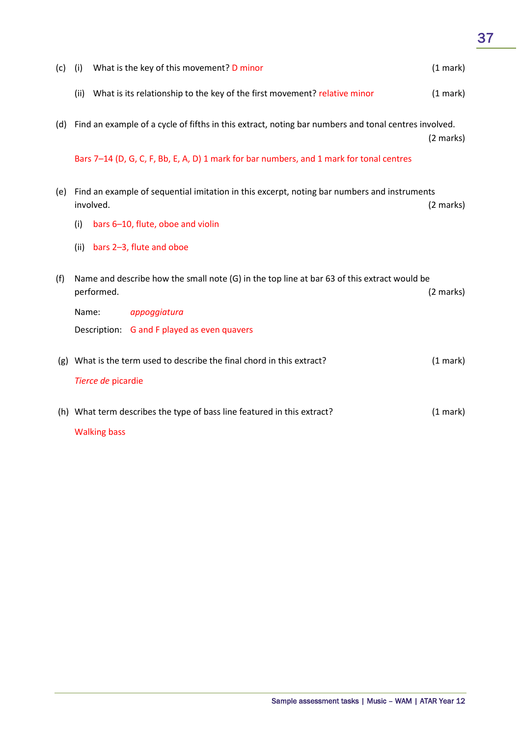(c) (i) What is the key of this movement? D minor (1 mark)

(ii) What is its relationship to the key of the first movement? relative minor (1 mark)

(d) Find an example of a cycle of fifths in this extract, noting bar numbers and tonal centres involved. (2 marks)

Bars 7–14 (D, G, C, F, Bb, E, A, D) 1 mark for bar numbers, and 1 mark for tonal centres

(e) Find an example of sequential imitation in this excerpt, noting bar numbers and instruments involved. (2 marks)

(i) bars 6–10, flute, oboe and violin

(ii) bars 2–3, flute and oboe

(f) Name and describe how the small note (G) in the top line at bar 63 of this extract would be performed. (2 marks)

Name: *appoggiatura*

Description: G and F played as even quavers

(g) What is the term used to describe the final chord in this extract? (1 mark)

*Tierce de* picardie

(h) What term describes the type of bass line featured in this extract? (1 mark)

Walking bass